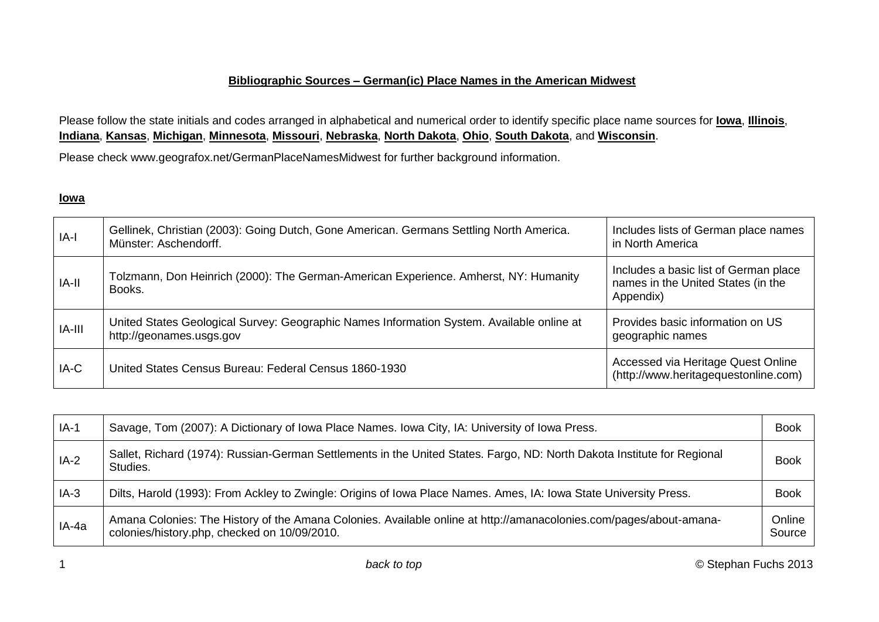# Bibliographic Sources – German(ic) Place Names in the American Midwest

Please follow the state initials and codes arranged in alphabetical and numerical order to identify specific place name sources for **Iowa**, **Illinois**, **Indiana**, **Kansas**, **Michigan**, **Minnesota**, **Missouri**, **Nebraska**, **North Dakota**, **Ohio**, **South Dakota**, and **Wisconsin**.

Please check www.geografox.net/GermanPlaceNamesMidwest for further background information.

## Iowa

| | | |
|---|---|---|
| IA-I | Gellinek, Christian (2003): Going Dutch, Gone American. Germans Settling North America. Münster: Aschendorff. | Includes lists of German place names in North America |
| IA-II | Tolzmann, Don Heinrich (2000): The German-American Experience. Amherst, NY: Humanity Books. | Includes a basic list of German place names in the United States (in the Appendix) |
| IA-III | United States Geological Survey: Geographic Names Information System. Available online at http://geonames.usgs.gov | Provides basic information on US geographic names |
| IA-C | United States Census Bureau: Federal Census 1860-1930 | Accessed via Heritage Quest Online (http://www.heritagequestonline.com) |

| | | |
|---|---|---|
| IA-1 | Savage, Tom (2007): A Dictionary of Iowa Place Names. Iowa City, IA: University of Iowa Press. | Book |
| IA-2 | Sallet, Richard (1974): Russian-German Settlements in the United States. Fargo, ND: North Dakota Institute for Regional Studies. | Book |
| IA-3 | Dilts, Harold (1993): From Ackley to Zwingle: Origins of Iowa Place Names. Ames, IA: Iowa State University Press. | Book |
| IA-4a | Amana Colonies: The History of the Amana Colonies. Available online at http://amanacolonies.com/pages/about-amana-colonies/history.php, checked on 10/09/2010. | Online Source |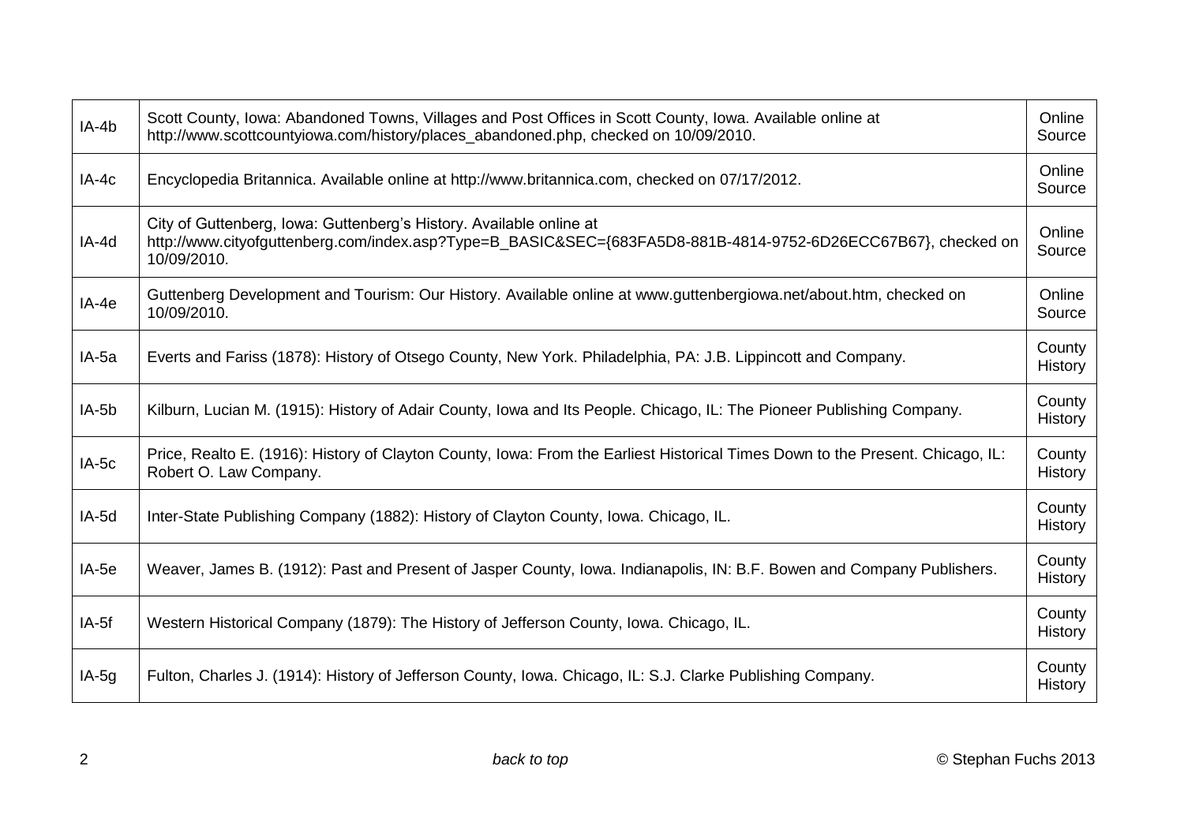| | | |
|---|---|---|
| IA-4b | Scott County, Iowa: Abandoned Towns, Villages and Post Offices in Scott County, Iowa. Available online at http://www.scottcountyiowa.com/history/places_abandoned.php, checked on 10/09/2010. | Online Source |
| IA-4c | Encyclopedia Britannica. Available online at http://www.britannica.com, checked on 07/17/2012. | Online Source |
| IA-4d | City of Guttenberg, Iowa: Guttenberg's History. Available online at http://www.cityofguttenberg.com/index.asp?Type=B_BASIC&SEC={683FA5D8-881B-4814-9752-6D26ECC67B67}, checked on 10/09/2010. | Online Source |
| IA-4e | Guttenberg Development and Tourism: Our History. Available online at www.guttenbergiowa.net/about.htm, checked on 10/09/2010. | Online Source |
| IA-5a | Everts and Fariss (1878): History of Otsego County, New York. Philadelphia, PA: J.B. Lippincott and Company. | County History |
| IA-5b | Kilburn, Lucian M. (1915): History of Adair County, Iowa and Its People. Chicago, IL: The Pioneer Publishing Company. | County History |
| IA-5c | Price, Realto E. (1916): History of Clayton County, Iowa: From the Earliest Historical Times Down to the Present. Chicago, IL: Robert O. Law Company. | County History |
| IA-5d | Inter-State Publishing Company (1882): History of Clayton County, Iowa. Chicago, IL. | County History |
| IA-5e | Weaver, James B. (1912): Past and Present of Jasper County, Iowa. Indianapolis, IN: B.F. Bowen and Company Publishers. | County History |
| IA-5f | Western Historical Company (1879): The History of Jefferson County, Iowa. Chicago, IL. | County History |
| IA-5g | Fulton, Charles J. (1914): History of Jefferson County, Iowa. Chicago, IL: S.J. Clarke Publishing Company. | County History |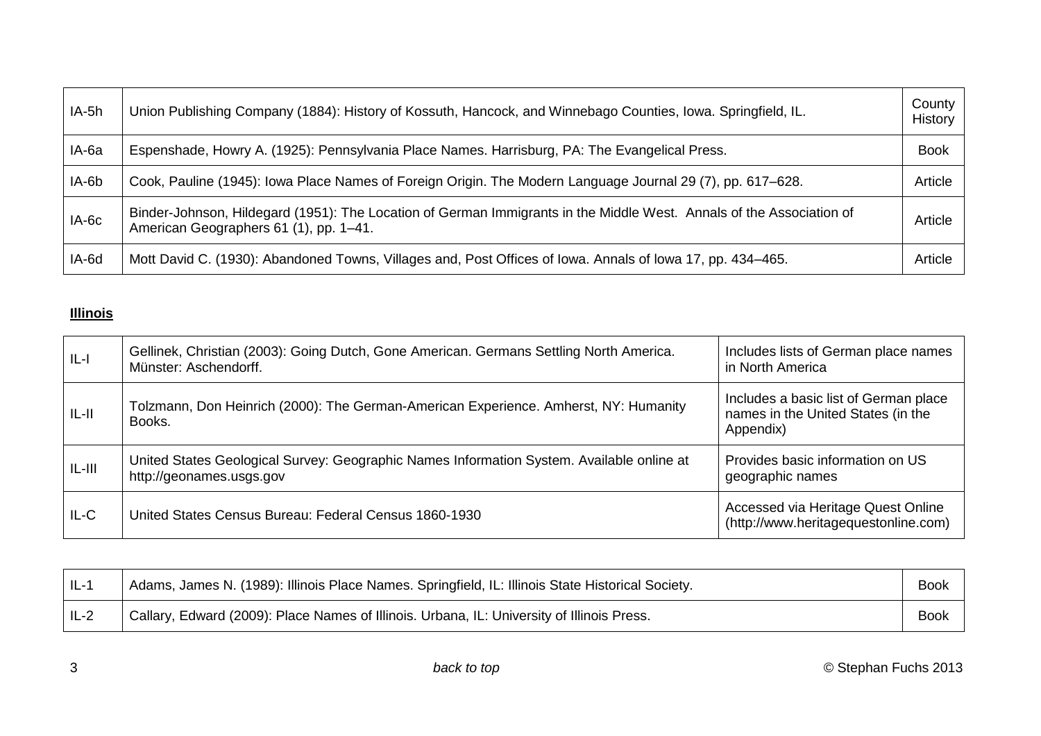| IA-5h | Union Publishing Company (1884): History of Kossuth, Hancock, and Winnebago Counties, Iowa. Springfield, IL. | County History |
|---|---|---|
| IA-6a | Espenshade, Howry A. (1925): Pennsylvania Place Names. Harrisburg, PA: The Evangelical Press. | Book |
| IA-6b | Cook, Pauline (1945): Iowa Place Names of Foreign Origin. The Modern Language Journal 29 (7), pp. 617–628. | Article |
| IA-6c | Binder-Johnson, Hildegard (1951): The Location of German Immigrants in the Middle West. Annals of the Association of American Geographers 61 (1), pp. 1–41. | Article |
| IA-6d | Mott David C. (1930): Abandoned Towns, Villages and, Post Offices of Iowa. Annals of Iowa 17, pp. 434–465. | Article |

**Illinois**

| IL-I | Gellinek, Christian (2003): Going Dutch, Gone American. Germans Settling North America. Münster: Aschendorff. | Includes lists of German place names in North America |
|---|---|---|
| IL-II | Tolzmann, Don Heinrich (2000): The German-American Experience. Amherst, NY: Humanity Books. | Includes a basic list of German place names in the United States (in the Appendix) |
| IL-III | United States Geological Survey: Geographic Names Information System. Available online at http://geonames.usgs.gov | Provides basic information on US geographic names |
| IL-C | United States Census Bureau: Federal Census 1860-1930 | Accessed via Heritage Quest Online (http://www.heritagequestonline.com) |

| IL-1 | Adams, James N. (1989): Illinois Place Names. Springfield, IL: Illinois State Historical Society. | Book |
|---|---|---|
| IL-2 | Callary, Edward (2009): Place Names of Illinois. Urbana, IL: University of Illinois Press. | Book |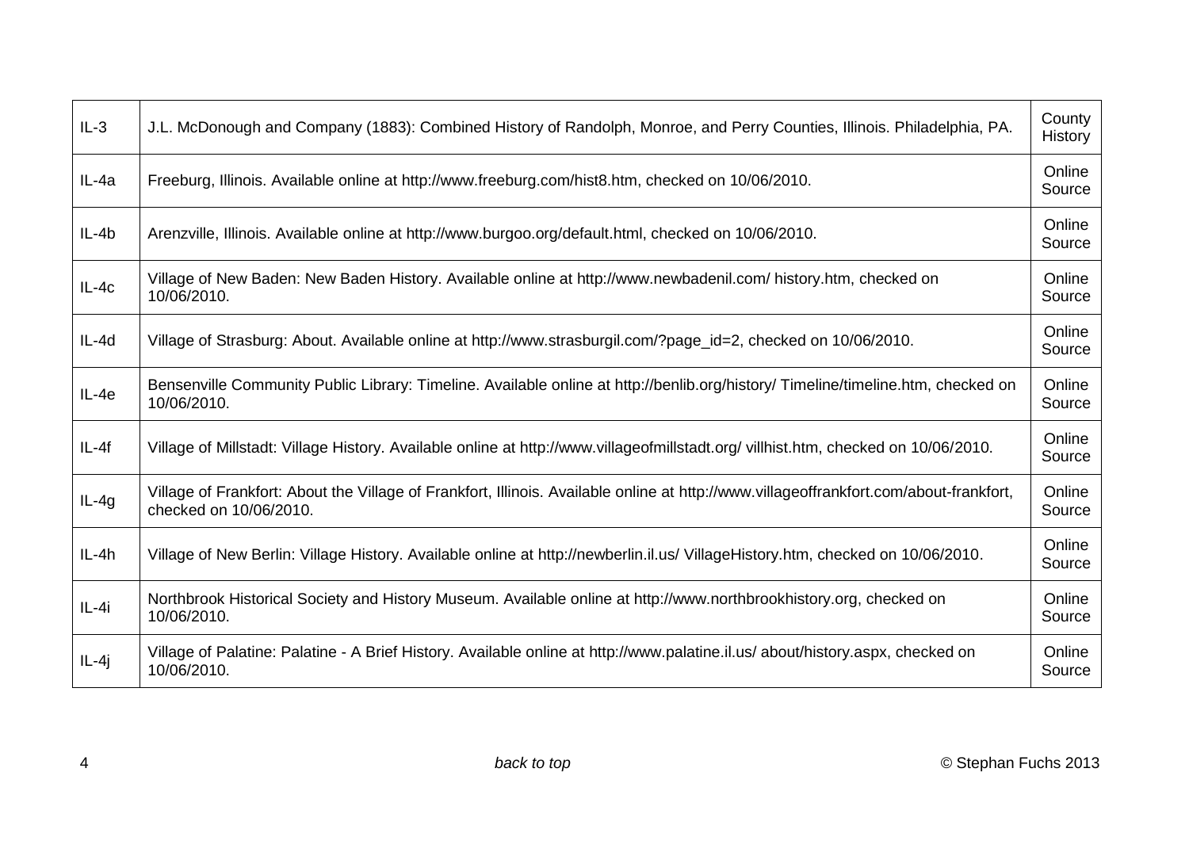| IL-3 | J.L. McDonough and Company (1883): Combined History of Randolph, Monroe, and Perry Counties, Illinois. Philadelphia, PA. | County History |
|---|---|---|
| IL-4a | Freeburg, Illinois. Available online at http://www.freeburg.com/hist8.htm, checked on 10/06/2010. | Online Source |
| IL-4b | Arenzville, Illinois. Available online at http://www.burgoo.org/default.html, checked on 10/06/2010. | Online Source |
| IL-4c | Village of New Baden: New Baden History. Available online at http://www.newbadenil.com/ history.htm, checked on 10/06/2010. | Online Source |
| IL-4d | Village of Strasburg: About. Available online at http://www.strasburgil.com/?page_id=2, checked on 10/06/2010. | Online Source |
| IL-4e | Bensenville Community Public Library: Timeline. Available online at http://benlib.org/history/ Timeline/timeline.htm, checked on 10/06/2010. | Online Source |
| IL-4f | Village of Millstadt: Village History. Available online at http://www.villageofmillstadt.org/ villhist.htm, checked on 10/06/2010. | Online Source |
| IL-4g | Village of Frankfort: About the Village of Frankfort, Illinois. Available online at http://www.villageoffrankfort.com/about-frankfort, checked on 10/06/2010. | Online Source |
| IL-4h | Village of New Berlin: Village History. Available online at http://newberlin.il.us/ VillageHistory.htm, checked on 10/06/2010. | Online Source |
| IL-4i | Northbrook Historical Society and History Museum. Available online at http://www.northbrookhistory.org, checked on 10/06/2010. | Online Source |
| IL-4j | Village of Palatine: Palatine - A Brief History. Available online at http://www.palatine.il.us/ about/history.aspx, checked on 10/06/2010. | Online Source |

*back to top*

© Stephan Fuchs 2013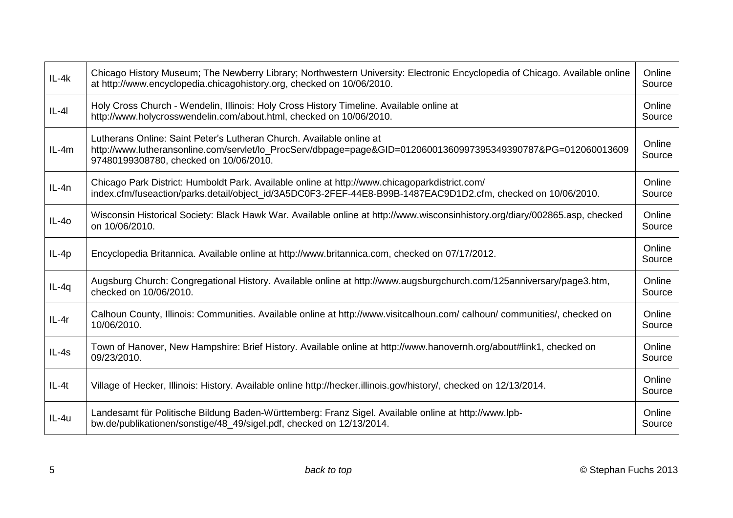| IL-4k | Chicago History Museum; The Newberry Library; Northwestern University: Electronic Encyclopedia of Chicago. Available online at http://www.encyclopedia.chicagohistory.org, checked on 10/06/2010. | Online Source |
|---|---|---|
| IL-4l | Holy Cross Church - Wendelin, Illinois: Holy Cross History Timeline. Available online at http://www.holycrosswendelin.com/about.html, checked on 10/06/2010. | Online Source |
| IL-4m | Lutherans Online: Saint Peter's Lutheran Church. Available online at http://www.lutheransonline.com/servlet/lo_ProcServ/dbpage=page&GID=01206001360997395349390787&PG=01206001360997480199308780, checked on 10/06/2010. | Online Source |
| IL-4n | Chicago Park District: Humboldt Park. Available online at http://www.chicagoparkdistrict.com/index.cfm/fuseaction/parks.detail/object_id/3A5DC0F3-2FEF-44E8-B99B-1487EAC9D1D2.cfm, checked on 10/06/2010. | Online Source |
| IL-4o | Wisconsin Historical Society: Black Hawk War. Available online at http://www.wisconsinhistory.org/diary/002865.asp, checked on 10/06/2010. | Online Source |
| IL-4p | Encyclopedia Britannica. Available online at http://www.britannica.com, checked on 07/17/2012. | Online Source |
| IL-4q | Augsburg Church: Congregational History. Available online at http://www.augsburgchurch.com/125anniversary/page3.htm, checked on 10/06/2010. | Online Source |
| IL-4r | Calhoun County, Illinois: Communities. Available online at http://www.visitcalhoun.com/ calhoun/ communities/, checked on 10/06/2010. | Online Source |
| IL-4s | Town of Hanover, New Hampshire: Brief History. Available online at http://www.hanovernh.org/about#link1, checked on 09/23/2010. | Online Source |
| IL-4t | Village of Hecker, Illinois: History. Available online http://hecker.illinois.gov/history/, checked on 12/13/2014. | Online Source |
| IL-4u | Landesamt für Politische Bildung Baden-Württemberg: Franz Sigel. Available online at http://www.lpb-bw.de/publikationen/sonstige/48_49/sigel.pdf, checked on 12/13/2014. | Online Source |

*back to top*

© Stephan Fuchs 2013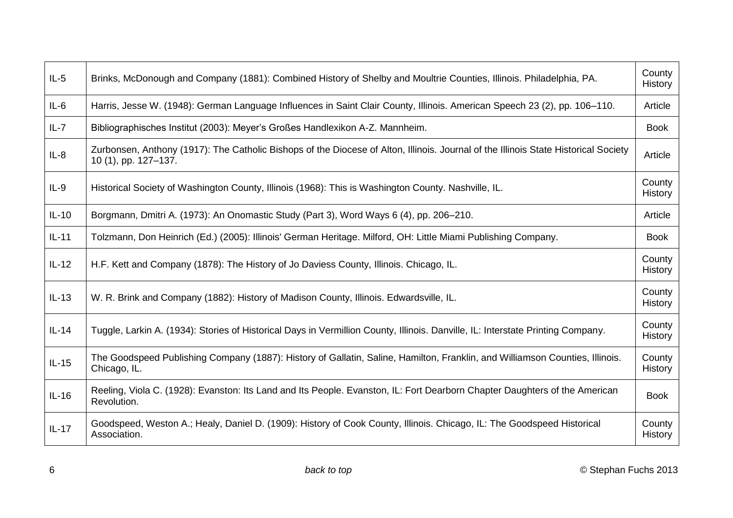| | | |
|---|---|---|
| IL-5 | Brinks, McDonough and Company (1881): Combined History of Shelby and Moultrie Counties, Illinois. Philadelphia, PA. | County History |
| IL-6 | Harris, Jesse W. (1948): German Language Influences in Saint Clair County, Illinois. American Speech 23 (2), pp. 106–110. | Article |
| IL-7 | Bibliographisches Institut (2003): Meyer's Großes Handlexikon A-Z. Mannheim. | Book |
| IL-8 | Zurbonsen, Anthony (1917): The Catholic Bishops of the Diocese of Alton, Illinois. Journal of the Illinois State Historical Society 10 (1), pp. 127–137. | Article |
| IL-9 | Historical Society of Washington County, Illinois (1968): This is Washington County. Nashville, IL. | County History |
| IL-10 | Borgmann, Dmitri A. (1973): An Onomastic Study (Part 3), Word Ways 6 (4), pp. 206–210. | Article |
| IL-11 | Tolzmann, Don Heinrich (Ed.) (2005): Illinois' German Heritage. Milford, OH: Little Miami Publishing Company. | Book |
| IL-12 | H.F. Kett and Company (1878): The History of Jo Daviess County, Illinois. Chicago, IL. | County History |
| IL-13 | W. R. Brink and Company (1882): History of Madison County, Illinois. Edwardsville, IL. | County History |
| IL-14 | Tuggle, Larkin A. (1934): Stories of Historical Days in Vermillion County, Illinois. Danville, IL: Interstate Printing Company. | County History |
| IL-15 | The Goodspeed Publishing Company (1887): History of Gallatin, Saline, Hamilton, Franklin, and Williamson Counties, Illinois. Chicago, IL. | County History |
| IL-16 | Reeling, Viola C. (1928): Evanston: Its Land and Its People. Evanston, IL: Fort Dearborn Chapter Daughters of the American Revolution. | Book |
| IL-17 | Goodspeed, Weston A.; Healy, Daniel D. (1909): History of Cook County, Illinois. Chicago, IL: The Goodspeed Historical Association. | County History |

*back to top*

© Stephan Fuchs 2013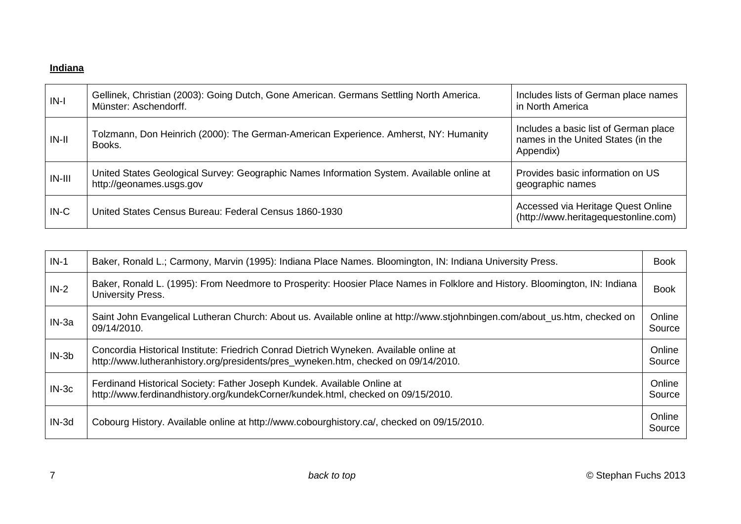**Indiana**

| | | |
|---|---|---|
| IN-I | Gellinek, Christian (2003): Going Dutch, Gone American. Germans Settling North America. Münster: Aschendorff. | Includes lists of German place names in North America |
| IN-II | Tolzmann, Don Heinrich (2000): The German-American Experience. Amherst, NY: Humanity Books. | Includes a basic list of German place names in the United States (in the Appendix) |
| IN-III | United States Geological Survey: Geographic Names Information System. Available online at http://geonames.usgs.gov | Provides basic information on US geographic names |
| IN-C | United States Census Bureau: Federal Census 1860-1930 | Accessed via Heritage Quest Online (http://www.heritagequestonline.com) |

| | | |
|---|---|---|
| IN-1 | Baker, Ronald L.; Carmony, Marvin (1995): Indiana Place Names. Bloomington, IN: Indiana University Press. | Book |
| IN-2 | Baker, Ronald L. (1995): From Needmore to Prosperity: Hoosier Place Names in Folklore and History. Bloomington, IN: Indiana University Press. | Book |
| IN-3a | Saint John Evangelical Lutheran Church: About us. Available online at http://www.stjohnbingen.com/about_us.htm, checked on 09/14/2010. | Online Source |
| IN-3b | Concordia Historical Institute: Friedrich Conrad Dietrich Wyneken. Available online at http://www.lutheranhistory.org/presidents/pres_wyneken.htm, checked on 09/14/2010. | Online Source |
| IN-3c | Ferdinand Historical Society: Father Joseph Kundek. Available Online at http://www.ferdinandhistory.org/kundekCorner/kundek.html, checked on 09/15/2010. | Online Source |
| IN-3d | Cobourg History. Available online at http://www.cobourghistory.ca/, checked on 09/15/2010. | Online Source |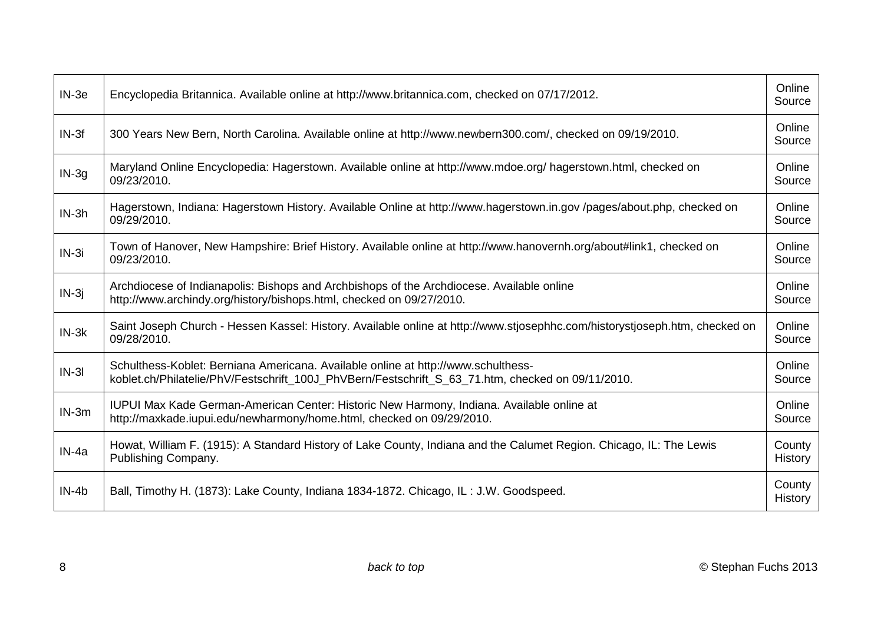| | | |
|---|---|---|
| IN-3e | Encyclopedia Britannica. Available online at http://www.britannica.com, checked on 07/17/2012. | Online Source |
| IN-3f | 300 Years New Bern, North Carolina. Available online at http://www.newbern300.com/, checked on 09/19/2010. | Online Source |
| IN-3g | Maryland Online Encyclopedia: Hagerstown. Available online at http://www.mdoe.org/ hagerstown.html, checked on 09/23/2010. | Online Source |
| IN-3h | Hagerstown, Indiana: Hagerstown History. Available Online at http://www.hagerstown.in.gov /pages/about.php, checked on 09/29/2010. | Online Source |
| IN-3i | Town of Hanover, New Hampshire: Brief History. Available online at http://www.hanovernh.org/about#link1, checked on 09/23/2010. | Online Source |
| IN-3j | Archdiocese of Indianapolis: Bishops and Archbishops of the Archdiocese. Available online http://www.archindy.org/history/bishops.html, checked on 09/27/2010. | Online Source |
| IN-3k | Saint Joseph Church - Hessen Kassel: History. Available online at http://www.stjosephhc.com/historystjoseph.htm, checked on 09/28/2010. | Online Source |
| IN-3l | Schulthess-Koblet: Berniana Americana. Available online at http://www.schulthess-koblet.ch/Philatelie/PhV/Festschrift_100J_PhVBern/Festschrift_S_63_71.htm, checked on 09/11/2010. | Online Source |
| IN-3m | IUPUI Max Kade German-American Center: Historic New Harmony, Indiana. Available online at http://maxkade.iupui.edu/newharmony/home.html, checked on 09/29/2010. | Online Source |
| IN-4a | Howat, William F. (1915): A Standard History of Lake County, Indiana and the Calumet Region. Chicago, IL: The Lewis Publishing Company. | County History |
| IN-4b | Ball, Timothy H. (1873): Lake County, Indiana 1834-1872. Chicago, IL : J.W. Goodspeed. | County History |

*back to top*

© Stephan Fuchs 2013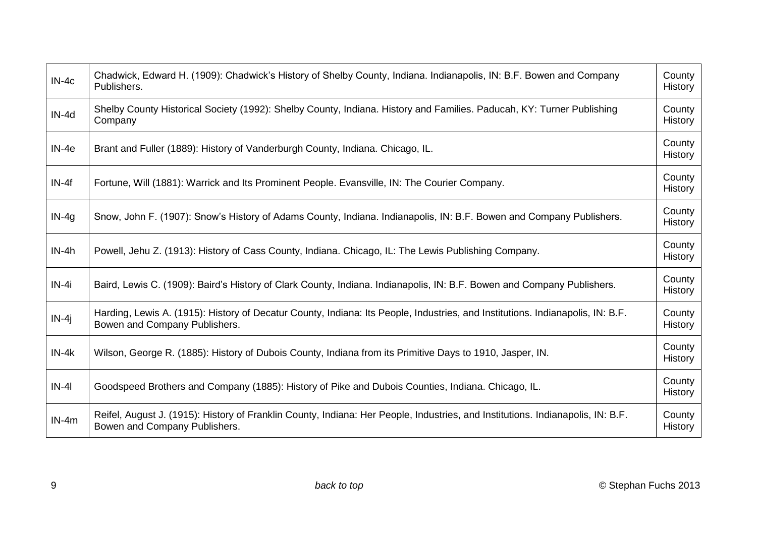| | | |
|---|---|---|
| IN-4c | Chadwick, Edward H. (1909): Chadwick's History of Shelby County, Indiana. Indianapolis, IN: B.F. Bowen and Company Publishers. | County History |
| IN-4d | Shelby County Historical Society (1992): Shelby County, Indiana. History and Families. Paducah, KY: Turner Publishing Company | County History |
| IN-4e | Brant and Fuller (1889): History of Vanderburgh County, Indiana. Chicago, IL. | County History |
| IN-4f | Fortune, Will (1881): Warrick and Its Prominent People. Evansville, IN: The Courier Company. | County History |
| IN-4g | Snow, John F. (1907): Snow's History of Adams County, Indiana. Indianapolis, IN: B.F. Bowen and Company Publishers. | County History |
| IN-4h | Powell, Jehu Z. (1913): History of Cass County, Indiana. Chicago, IL: The Lewis Publishing Company. | County History |
| IN-4i | Baird, Lewis C. (1909): Baird's History of Clark County, Indiana. Indianapolis, IN: B.F. Bowen and Company Publishers. | County History |
| IN-4j | Harding, Lewis A. (1915): History of Decatur County, Indiana: Its People, Industries, and Institutions. Indianapolis, IN: B.F. Bowen and Company Publishers. | County History |
| IN-4k | Wilson, George R. (1885): History of Dubois County, Indiana from its Primitive Days to 1910, Jasper, IN. | County History |
| IN-4l | Goodspeed Brothers and Company (1885): History of Pike and Dubois Counties, Indiana. Chicago, IL. | County History |
| IN-4m | Reifel, August J. (1915): History of Franklin County, Indiana: Her People, Industries, and Institutions. Indianapolis, IN: B.F. Bowen and Company Publishers. | County History |

*back to top*

© Stephan Fuchs 2013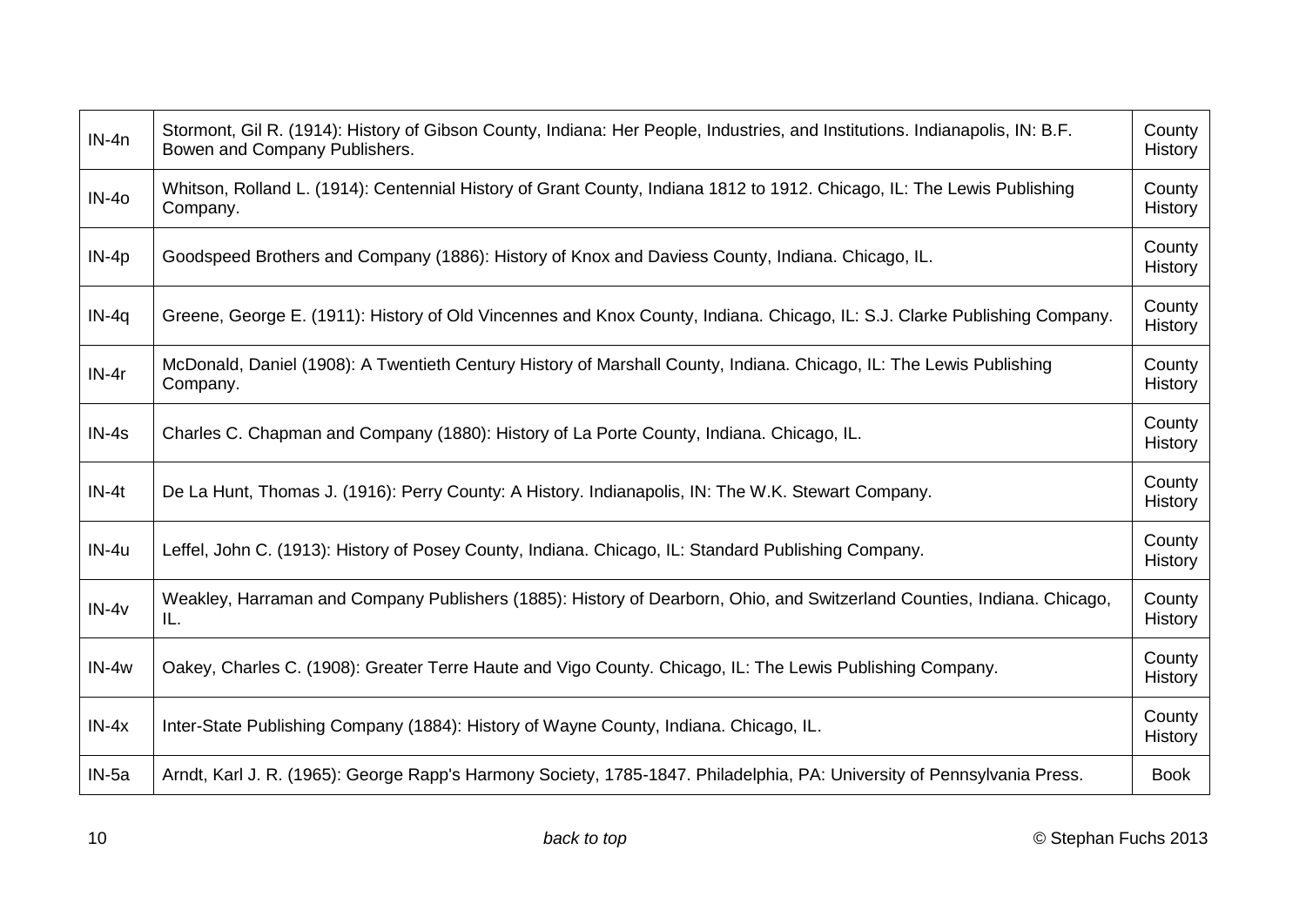| | | |
|---|---|---|
| IN-4n | Stormont, Gil R. (1914): History of Gibson County, Indiana: Her People, Industries, and Institutions. Indianapolis, IN: B.F. Bowen and Company Publishers. | County History |
| IN-4o | Whitson, Rolland L. (1914): Centennial History of Grant County, Indiana 1812 to 1912. Chicago, IL: The Lewis Publishing Company. | County History |
| IN-4p | Goodspeed Brothers and Company (1886): History of Knox and Daviess County, Indiana. Chicago, IL. | County History |
| IN-4q | Greene, George E. (1911): History of Old Vincennes and Knox County, Indiana. Chicago, IL: S.J. Clarke Publishing Company. | County History |
| IN-4r | McDonald, Daniel (1908): A Twentieth Century History of Marshall County, Indiana. Chicago, IL: The Lewis Publishing Company. | County History |
| IN-4s | Charles C. Chapman and Company (1880): History of La Porte County, Indiana. Chicago, IL. | County History |
| IN-4t | De La Hunt, Thomas J. (1916): Perry County: A History. Indianapolis, IN: The W.K. Stewart Company. | County History |
| IN-4u | Leffel, John C. (1913): History of Posey County, Indiana. Chicago, IL: Standard Publishing Company. | County History |
| IN-4v | Weakley, Harraman and Company Publishers (1885): History of Dearborn, Ohio, and Switzerland Counties, Indiana. Chicago, IL. | County History |
| IN-4w | Oakey, Charles C. (1908): Greater Terre Haute and Vigo County. Chicago, IL: The Lewis Publishing Company. | County History |
| IN-4x | Inter-State Publishing Company (1884): History of Wayne County, Indiana. Chicago, IL. | County History |
| IN-5a | Arndt, Karl J. R. (1965): George Rapp's Harmony Society, 1785-1847. Philadelphia, PA: University of Pennsylvania Press. | Book |

*back to top*

© Stephan Fuchs 2013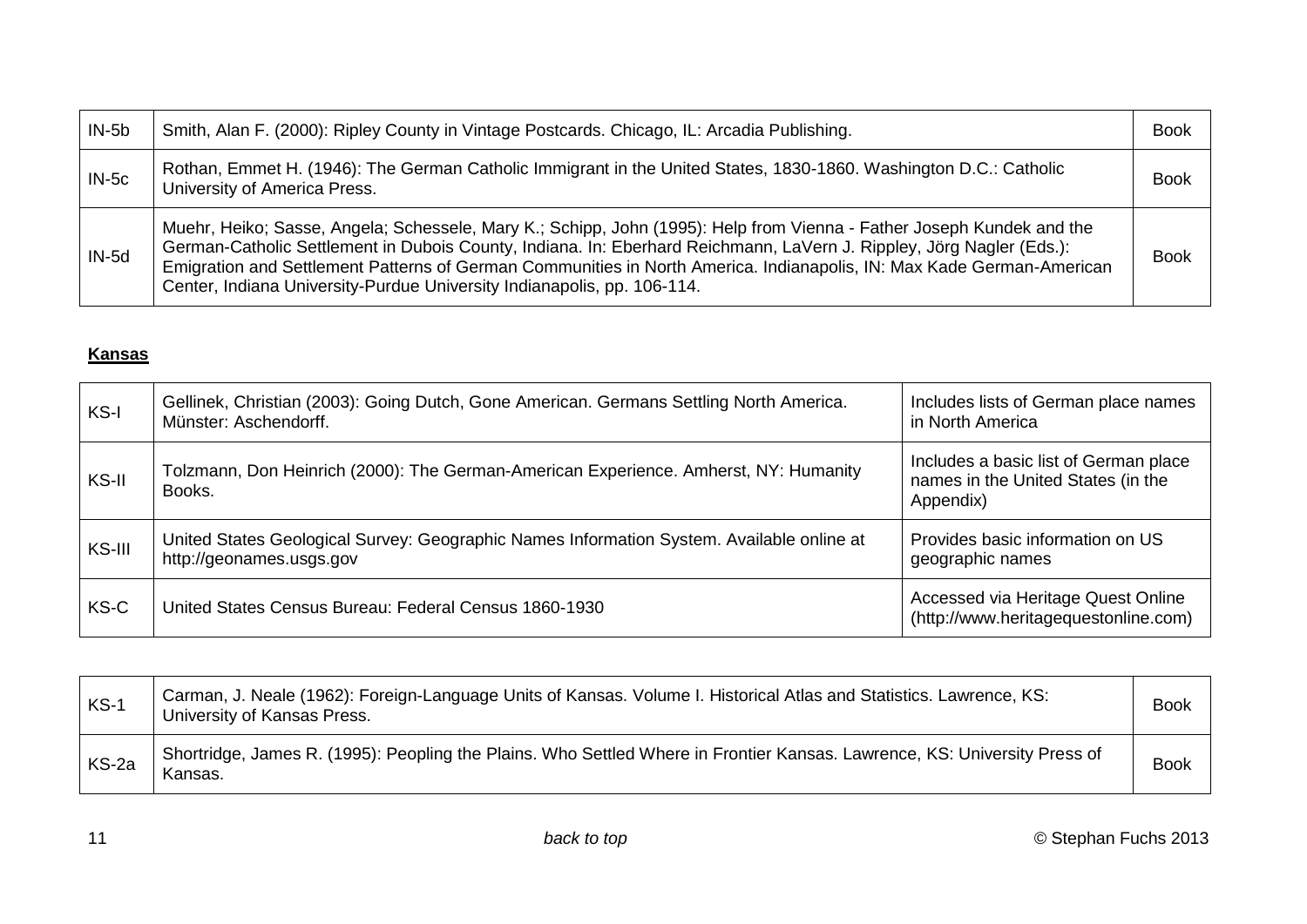| | | |
|---|---|---|
| IN-5b | Smith, Alan F. (2000): Ripley County in Vintage Postcards. Chicago, IL: Arcadia Publishing. | Book |
| IN-5c | Rothan, Emmet H. (1946): The German Catholic Immigrant in the United States, 1830-1860. Washington D.C.: Catholic University of America Press. | Book |
| IN-5d | Muehr, Heiko; Sasse, Angela; Schessele, Mary K.; Schipp, John (1995): Help from Vienna - Father Joseph Kundek and the German-Catholic Settlement in Dubois County, Indiana. In: Eberhard Reichmann, LaVern J. Rippley, Jörg Nagler (Eds.): Emigration and Settlement Patterns of German Communities in North America. Indianapolis, IN: Max Kade German-American Center, Indiana University-Purdue University Indianapolis, pp. 106-114. | Book |

**Kansas**

| | | |
|---|---|---|
| KS-I | Gellinek, Christian (2003): Going Dutch, Gone American. Germans Settling North America. Münster: Aschendorff. | Includes lists of German place names in North America |
| KS-II | Tolzmann, Don Heinrich (2000): The German-American Experience. Amherst, NY: Humanity Books. | Includes a basic list of German place names in the United States (in the Appendix) |
| KS-III | United States Geological Survey: Geographic Names Information System. Available online at http://geonames.usgs.gov | Provides basic information on US geographic names |
| KS-C | United States Census Bureau: Federal Census 1860-1930 | Accessed via Heritage Quest Online (http://www.heritagequestonline.com) |

| | | |
|---|---|---|
| KS-1 | Carman, J. Neale (1962): Foreign-Language Units of Kansas. Volume I. Historical Atlas and Statistics. Lawrence, KS: University of Kansas Press. | Book |
| KS-2a | Shortridge, James R. (1995): Peopling the Plains. Who Settled Where in Frontier Kansas. Lawrence, KS: University Press of Kansas. | Book |

*back to top*

© Stephan Fuchs 2013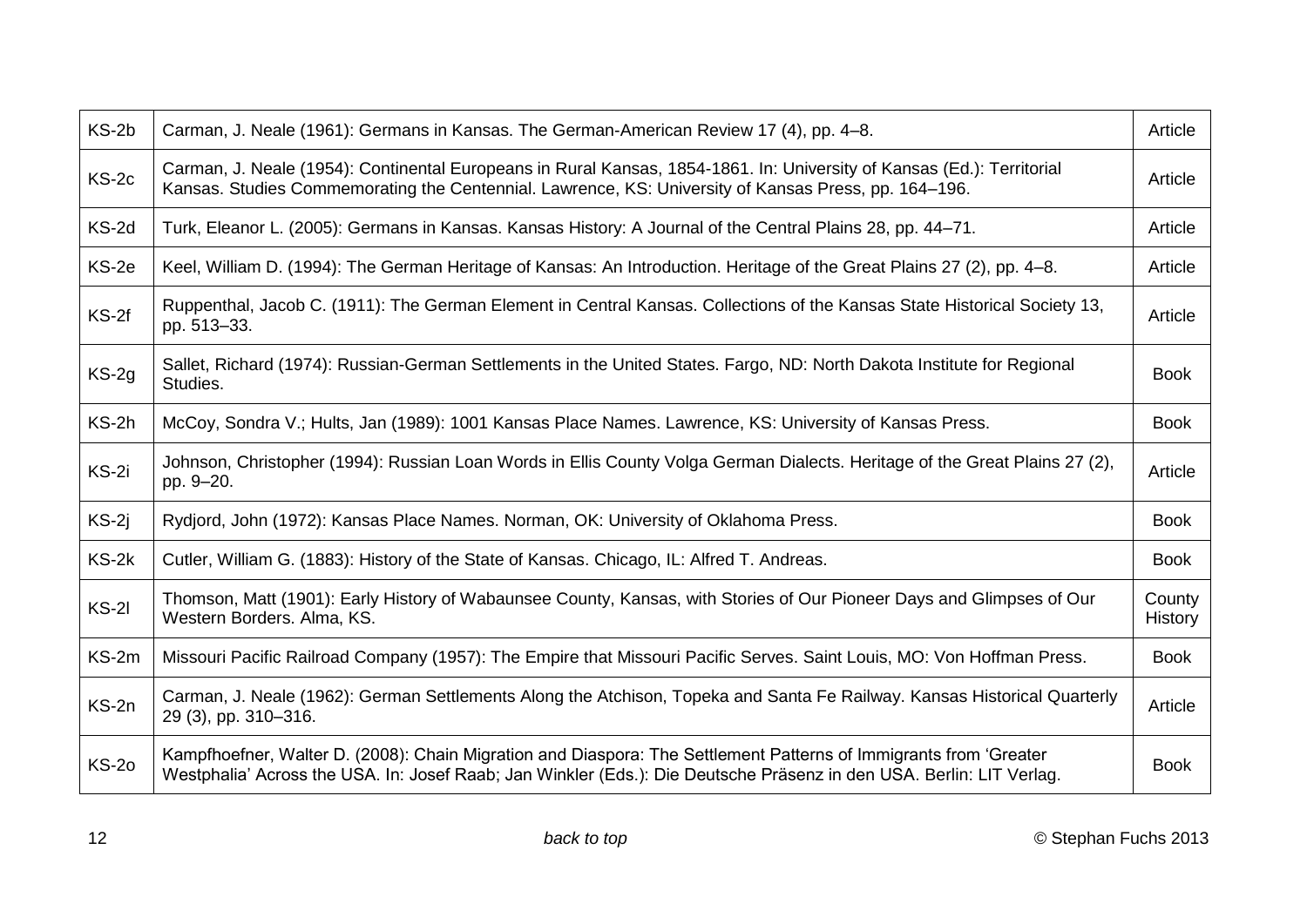| | | |
|---|---|---|
| KS-2b | Carman, J. Neale (1961): Germans in Kansas. The German-American Review 17 (4), pp. 4–8. | Article |
| KS-2c | Carman, J. Neale (1954): Continental Europeans in Rural Kansas, 1854-1861. In: University of Kansas (Ed.): Territorial Kansas. Studies Commemorating the Centennial. Lawrence, KS: University of Kansas Press, pp. 164–196. | Article |
| KS-2d | Turk, Eleanor L. (2005): Germans in Kansas. Kansas History: A Journal of the Central Plains 28, pp. 44–71. | Article |
| KS-2e | Keel, William D. (1994): The German Heritage of Kansas: An Introduction. Heritage of the Great Plains 27 (2), pp. 4–8. | Article |
| KS-2f | Ruppenthal, Jacob C. (1911): The German Element in Central Kansas. Collections of the Kansas State Historical Society 13, pp. 513–33. | Article |
| KS-2g | Sallet, Richard (1974): Russian-German Settlements in the United States. Fargo, ND: North Dakota Institute for Regional Studies. | Book |
| KS-2h | McCoy, Sondra V.; Hults, Jan (1989): 1001 Kansas Place Names. Lawrence, KS: University of Kansas Press. | Book |
| KS-2i | Johnson, Christopher (1994): Russian Loan Words in Ellis County Volga German Dialects. Heritage of the Great Plains 27 (2), pp. 9–20. | Article |
| KS-2j | Rydjord, John (1972): Kansas Place Names. Norman, OK: University of Oklahoma Press. | Book |
| KS-2k | Cutler, William G. (1883): History of the State of Kansas. Chicago, IL: Alfred T. Andreas. | Book |
| KS-2l | Thomson, Matt (1901): Early History of Wabaunsee County, Kansas, with Stories of Our Pioneer Days and Glimpses of Our Western Borders. Alma, KS. | County History |
| KS-2m | Missouri Pacific Railroad Company (1957): The Empire that Missouri Pacific Serves. Saint Louis, MO: Von Hoffman Press. | Book |
| KS-2n | Carman, J. Neale (1962): German Settlements Along the Atchison, Topeka and Santa Fe Railway. Kansas Historical Quarterly 29 (3), pp. 310–316. | Article |
| KS-2o | Kampfhoefner, Walter D. (2008): Chain Migration and Diaspora: The Settlement Patterns of Immigrants from 'Greater Westphalia' Across the USA. In: Josef Raab; Jan Winkler (Eds.): Die Deutsche Präsenz in den USA. Berlin: LIT Verlag. | Book |

*back to top*

© Stephan Fuchs 2013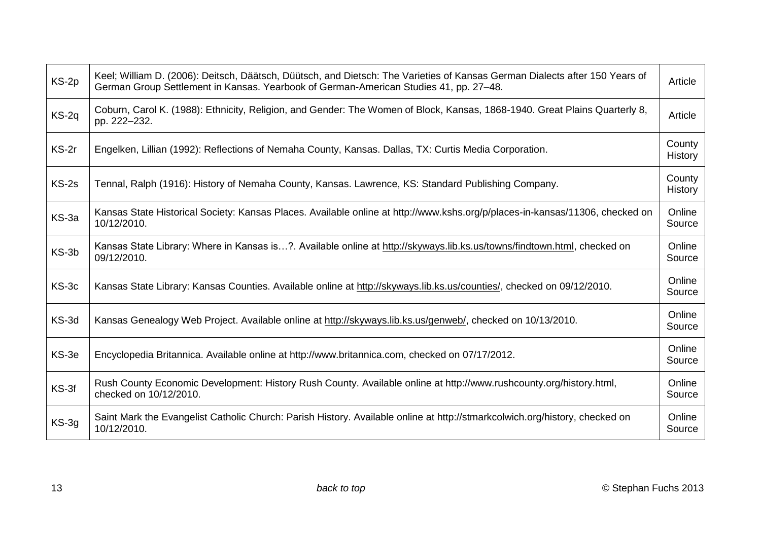| | | |
|---|---|---|
| KS-2p | Keel; William D. (2006): Deitsch, Däätsch, Düütsch, and Dietsch: The Varieties of Kansas German Dialects after 150 Years of German Group Settlement in Kansas. Yearbook of German-American Studies 41, pp. 27–48. | Article |
| KS-2q | Coburn, Carol K. (1988): Ethnicity, Religion, and Gender: The Women of Block, Kansas, 1868-1940. Great Plains Quarterly 8, pp. 222–232. | Article |
| KS-2r | Engelken, Lillian (1992): Reflections of Nemaha County, Kansas. Dallas, TX: Curtis Media Corporation. | County History |
| KS-2s | Tennal, Ralph (1916): History of Nemaha County, Kansas. Lawrence, KS: Standard Publishing Company. | County History |
| KS-3a | Kansas State Historical Society: Kansas Places. Available online at http://www.kshs.org/p/places-in-kansas/11306, checked on 10/12/2010. | Online Source |
| KS-3b | Kansas State Library: Where in Kansas is…?. Available online at http://skyways.lib.ks.us/towns/findtown.html, checked on 09/12/2010. | Online Source |
| KS-3c | Kansas State Library: Kansas Counties. Available online at http://skyways.lib.ks.us/counties/, checked on 09/12/2010. | Online Source |
| KS-3d | Kansas Genealogy Web Project. Available online at http://skyways.lib.ks.us/genweb/, checked on 10/13/2010. | Online Source |
| KS-3e | Encyclopedia Britannica. Available online at http://www.britannica.com, checked on 07/17/2012. | Online Source |
| KS-3f | Rush County Economic Development: History Rush County. Available online at http://www.rushcounty.org/history.html, checked on 10/12/2010. | Online Source |
| KS-3g | Saint Mark the Evangelist Catholic Church: Parish History. Available online at http://stmarkcolwich.org/history, checked on 10/12/2010. | Online Source |

*back to top*

© Stephan Fuchs 2013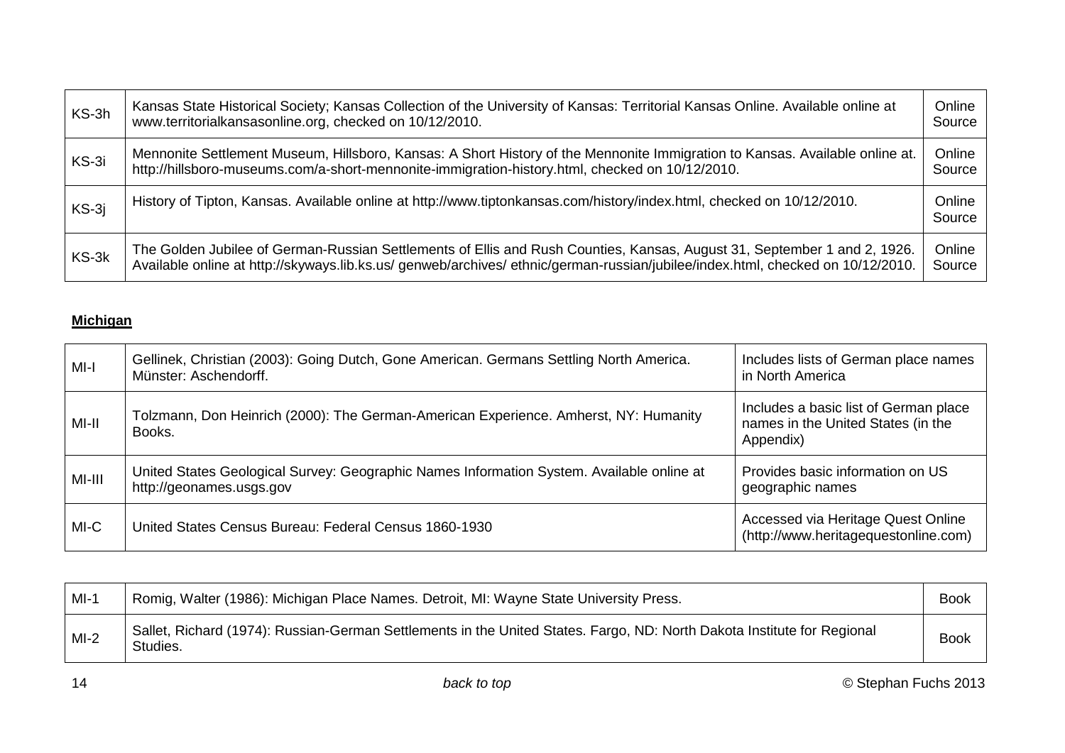| | | |
|---|---|---|
| KS-3h | Kansas State Historical Society; Kansas Collection of the University of Kansas: Territorial Kansas Online. Available online at www.territorialkansasonline.org, checked on 10/12/2010. | Online Source |
| KS-3i | Mennonite Settlement Museum, Hillsboro, Kansas: A Short History of the Mennonite Immigration to Kansas. Available online at. http://hillsboro-museums.com/a-short-mennonite-immigration-history.html, checked on 10/12/2010. | Online Source |
| KS-3j | History of Tipton, Kansas. Available online at http://www.tiptonkansas.com/history/index.html, checked on 10/12/2010. | Online Source |
| KS-3k | The Golden Jubilee of German-Russian Settlements of Ellis and Rush Counties, Kansas, August 31, September 1 and 2, 1926. Available online at http://skyways.lib.ks.us/ genweb/archives/ ethnic/german-russian/jubilee/index.html, checked on 10/12/2010. | Online Source |

**Michigan**

| | | |
|---|---|---|
| MI-I | Gellinek, Christian (2003): Going Dutch, Gone American. Germans Settling North America. Münster: Aschendorff. | Includes lists of German place names in North America |
| MI-II | Tolzmann, Don Heinrich (2000): The German-American Experience. Amherst, NY: Humanity Books. | Includes a basic list of German place names in the United States (in the Appendix) |
| MI-III | United States Geological Survey: Geographic Names Information System. Available online at http://geonames.usgs.gov | Provides basic information on US geographic names |
| MI-C | United States Census Bureau: Federal Census 1860-1930 | Accessed via Heritage Quest Online (http://www.heritagequestonline.com) |

| | | |
|---|---|---|
| MI-1 | Romig, Walter (1986): Michigan Place Names. Detroit, MI: Wayne State University Press. | Book |
| MI-2 | Sallet, Richard (1974): Russian-German Settlements in the United States. Fargo, ND: North Dakota Institute for Regional Studies. | Book |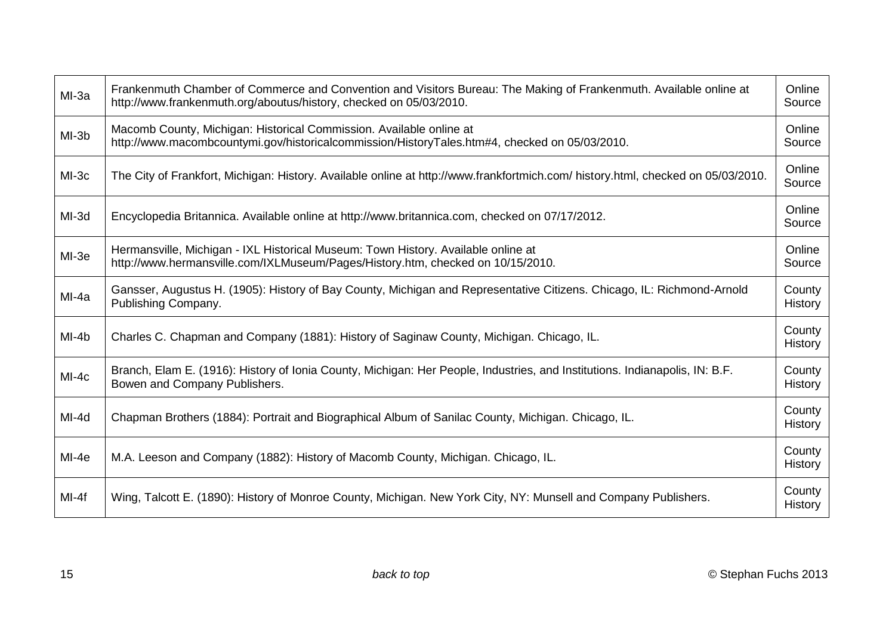| | | |
|---|---|---|
| MI-3a | Frankenmuth Chamber of Commerce and Convention and Visitors Bureau: The Making of Frankenmuth. Available online at http://www.frankenmuth.org/aboutus/history, checked on 05/03/2010. | Online Source |
| MI-3b | Macomb County, Michigan: Historical Commission. Available online at http://www.macombcountymi.gov/historicalcommission/HistoryTales.htm#4, checked on 05/03/2010. | Online Source |
| MI-3c | The City of Frankfort, Michigan: History. Available online at http://www.frankfortmich.com/ history.html, checked on 05/03/2010. | Online Source |
| MI-3d | Encyclopedia Britannica. Available online at http://www.britannica.com, checked on 07/17/2012. | Online Source |
| MI-3e | Hermansville, Michigan - IXL Historical Museum: Town History. Available online at http://www.hermansville.com/IXLMuseum/Pages/History.htm, checked on 10/15/2010. | Online Source |
| MI-4a | Gansser, Augustus H. (1905): History of Bay County, Michigan and Representative Citizens. Chicago, IL: Richmond-Arnold Publishing Company. | County History |
| MI-4b | Charles C. Chapman and Company (1881): History of Saginaw County, Michigan. Chicago, IL. | County History |
| MI-4c | Branch, Elam E. (1916): History of Ionia County, Michigan: Her People, Industries, and Institutions. Indianapolis, IN: B.F. Bowen and Company Publishers. | County History |
| MI-4d | Chapman Brothers (1884): Portrait and Biographical Album of Sanilac County, Michigan. Chicago, IL. | County History |
| MI-4e | M.A. Leeson and Company (1882): History of Macomb County, Michigan. Chicago, IL. | County History |
| MI-4f | Wing, Talcott E. (1890): History of Monroe County, Michigan. New York City, NY: Munsell and Company Publishers. | County History |

*back to top*

© Stephan Fuchs 2013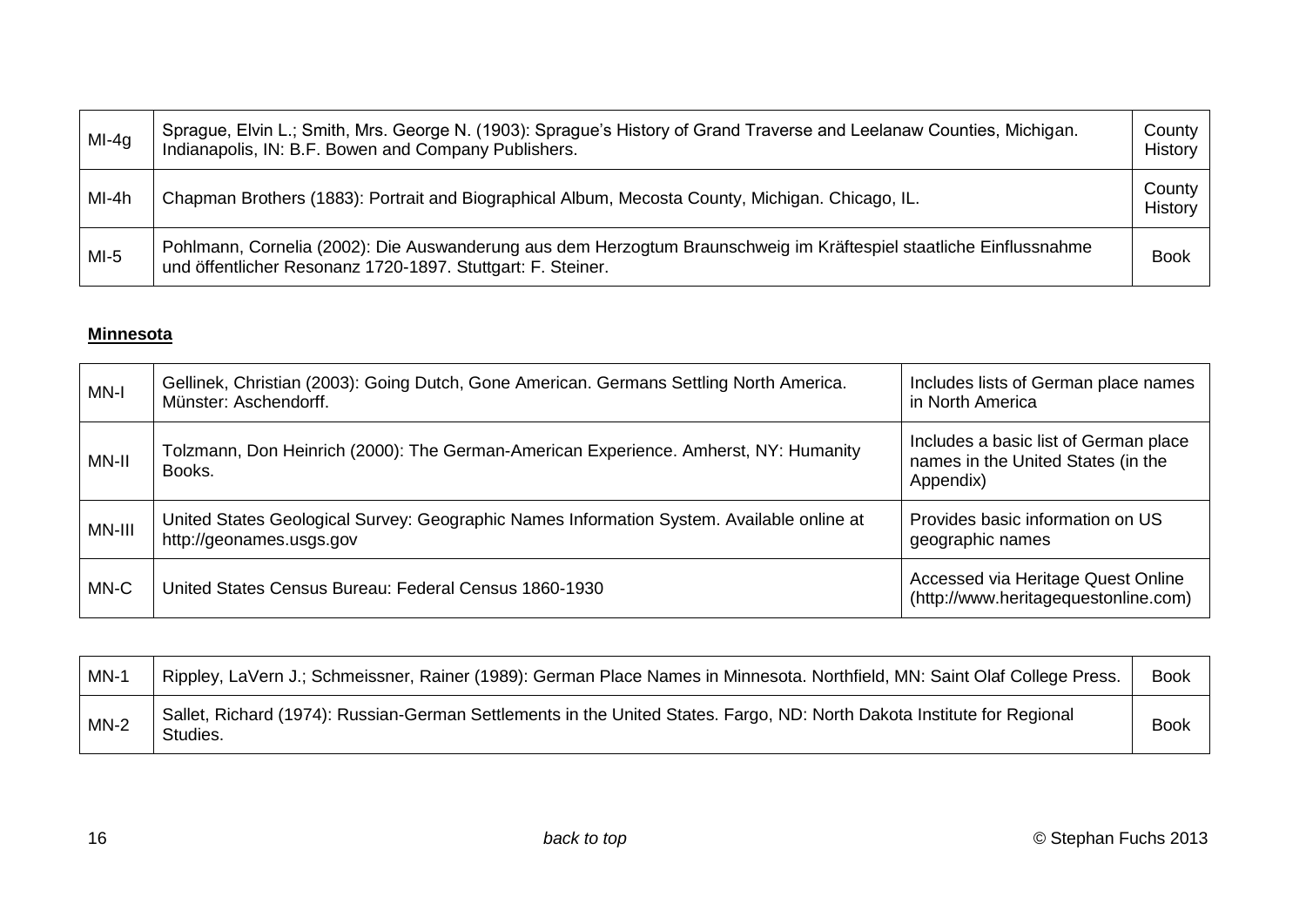| | | |
|---|---|---|
| MI-4g | Sprague, Elvin L.; Smith, Mrs. George N. (1903): Sprague's History of Grand Traverse and Leelanaw Counties, Michigan. Indianapolis, IN: B.F. Bowen and Company Publishers. | County History |
| MI-4h | Chapman Brothers (1883): Portrait and Biographical Album, Mecosta County, Michigan. Chicago, IL. | County History |
| MI-5 | Pohlmann, Cornelia (2002): Die Auswanderung aus dem Herzogtum Braunschweig im Kräftespiel staatliche Einflussnahme und öffentlicher Resonanz 1720-1897. Stuttgart: F. Steiner. | Book |

**Minnesota**

| | | |
|---|---|---|
| MN-I | Gellinek, Christian (2003): Going Dutch, Gone American. Germans Settling North America. Münster: Aschendorff. | Includes lists of German place names in North America |
| MN-II | Tolzmann, Don Heinrich (2000): The German-American Experience. Amherst, NY: Humanity Books. | Includes a basic list of German place names in the United States (in the Appendix) |
| MN-III | United States Geological Survey: Geographic Names Information System. Available online at http://geonames.usgs.gov | Provides basic information on US geographic names |
| MN-C | United States Census Bureau: Federal Census 1860-1930 | Accessed via Heritage Quest Online (http://www.heritagequestonline.com) |

| | | |
|---|---|---|
| MN-1 | Rippley, LaVern J.; Schmeissner, Rainer (1989): German Place Names in Minnesota. Northfield, MN: Saint Olaf College Press. | Book |
| MN-2 | Sallet, Richard (1974): Russian-German Settlements in the United States. Fargo, ND: North Dakota Institute for Regional Studies. | Book |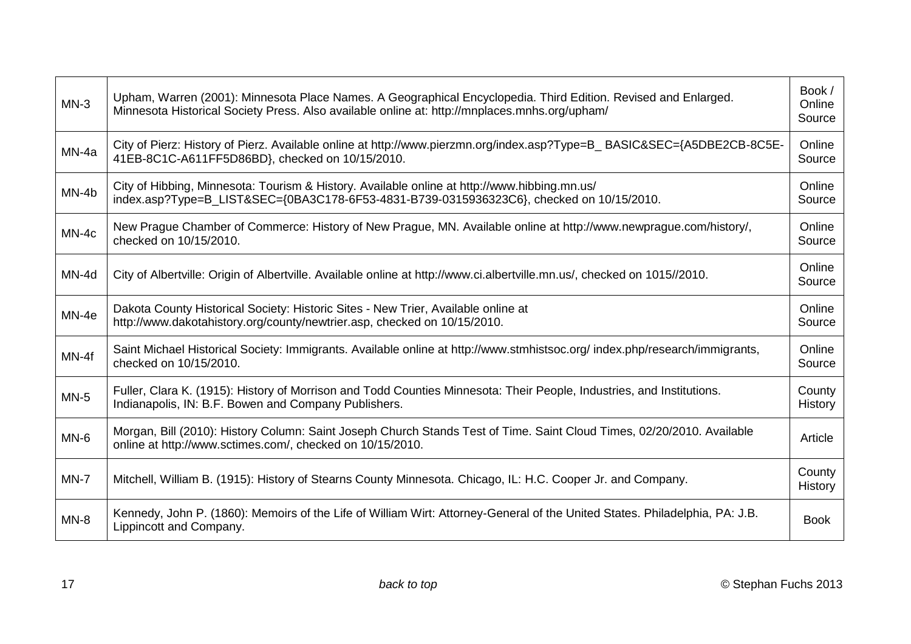| | | |
|---|---|---|
| MN-3 | Upham, Warren (2001): Minnesota Place Names. A Geographical Encyclopedia. Third Edition. Revised and Enlarged. Minnesota Historical Society Press. Also available online at: http://mnplaces.mnhs.org/upham/ | Book / Online Source |
| MN-4a | City of Pierz: History of Pierz. Available online at http://www.pierzmn.org/index.asp?Type=B_ BASIC&SEC={A5DBE2CB-8C5E-41EB-8C1C-A611FF5D86BD}, checked on 10/15/2010. | Online Source |
| MN-4b | City of Hibbing, Minnesota: Tourism & History. Available online at http://www.hibbing.mn.us/ index.asp?Type=B_LIST&SEC={0BA3C178-6F53-4831-B739-0315936323C6}, checked on 10/15/2010. | Online Source |
| MN-4c | New Prague Chamber of Commerce: History of New Prague, MN. Available online at http://www.newprague.com/history/, checked on 10/15/2010. | Online Source |
| MN-4d | City of Albertville: Origin of Albertville. Available online at http://www.ci.albertville.mn.us/, checked on 1015//2010. | Online Source |
| MN-4e | Dakota County Historical Society: Historic Sites - New Trier, Available online at http://www.dakotahistory.org/county/newtrier.asp, checked on 10/15/2010. | Online Source |
| MN-4f | Saint Michael Historical Society: Immigrants. Available online at http://www.stmhistsoc.org/ index.php/research/immigrants, checked on 10/15/2010. | Online Source |
| MN-5 | Fuller, Clara K. (1915): History of Morrison and Todd Counties Minnesota: Their People, Industries, and Institutions. Indianapolis, IN: B.F. Bowen and Company Publishers. | County History |
| MN-6 | Morgan, Bill (2010): History Column: Saint Joseph Church Stands Test of Time. Saint Cloud Times, 02/20/2010. Available online at http://www.sctimes.com/, checked on 10/15/2010. | Article |
| MN-7 | Mitchell, William B. (1915): History of Stearns County Minnesota. Chicago, IL: H.C. Cooper Jr. and Company. | County History |
| MN-8 | Kennedy, John P. (1860): Memoirs of the Life of William Wirt: Attorney-General of the United States. Philadelphia, PA: J.B. Lippincott and Company. | Book |

*back to top*

© Stephan Fuchs 2013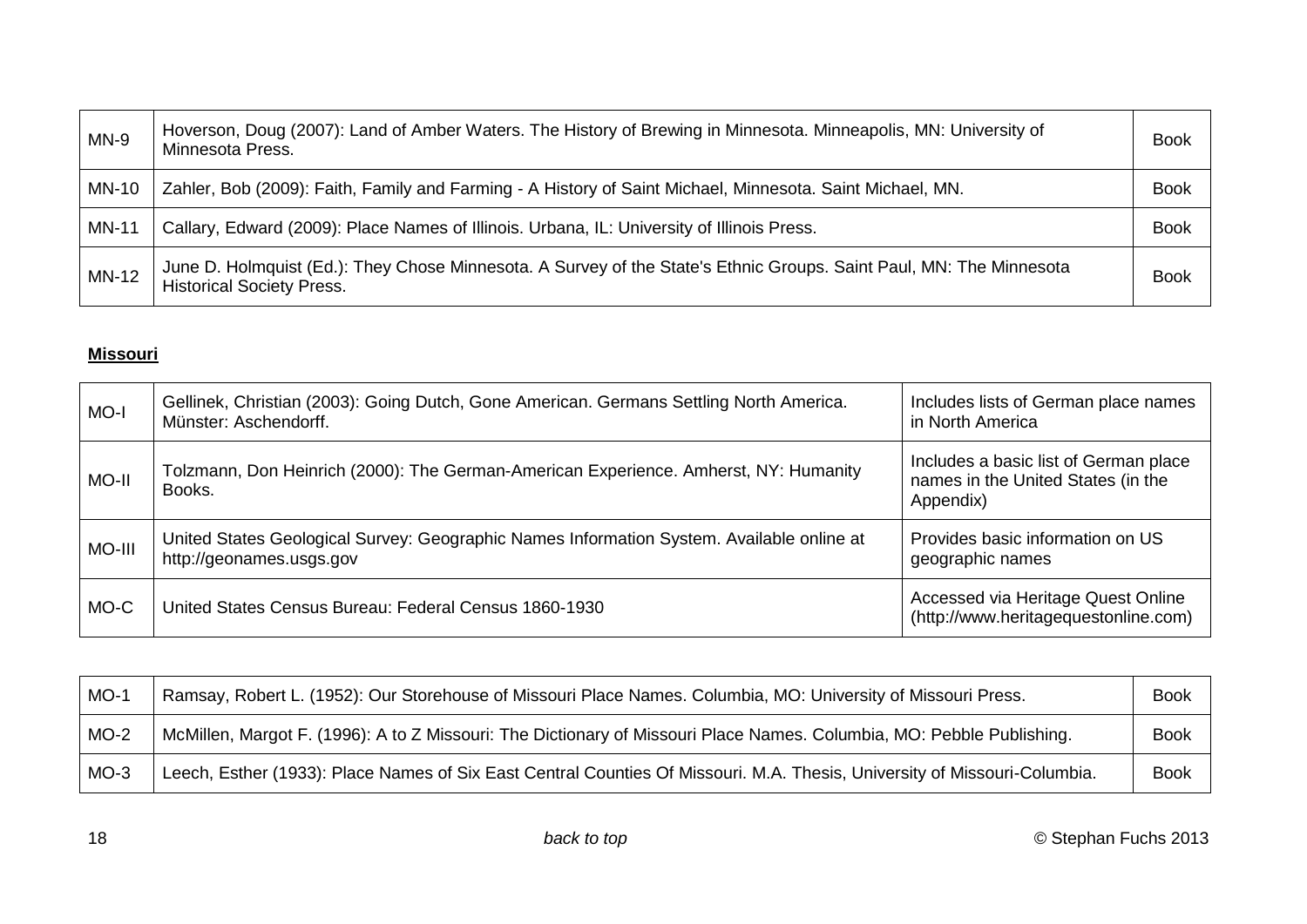| | | |
|---|---|---|
| MN-9 | Hoverson, Doug (2007): Land of Amber Waters. The History of Brewing in Minnesota. Minneapolis, MN: University of Minnesota Press. | Book |
| MN-10 | Zahler, Bob (2009): Faith, Family and Farming - A History of Saint Michael, Minnesota. Saint Michael, MN. | Book |
| MN-11 | Callary, Edward (2009): Place Names of Illinois. Urbana, IL: University of Illinois Press. | Book |
| MN-12 | June D. Holmquist (Ed.): They Chose Minnesota. A Survey of the State's Ethnic Groups. Saint Paul, MN: The Minnesota Historical Society Press. | Book |

**Missouri**

| | | |
|---|---|---|
| MO-I | Gellinek, Christian (2003): Going Dutch, Gone American. Germans Settling North America. Münster: Aschendorff. | Includes lists of German place names in North America |
| MO-II | Tolzmann, Don Heinrich (2000): The German-American Experience. Amherst, NY: Humanity Books. | Includes a basic list of German place names in the United States (in the Appendix) |
| MO-III | United States Geological Survey: Geographic Names Information System. Available online at http://geonames.usgs.gov | Provides basic information on US geographic names |
| MO-C | United States Census Bureau: Federal Census 1860-1930 | Accessed via Heritage Quest Online (http://www.heritagequestonline.com) |

| | | |
|---|---|---|
| MO-1 | Ramsay, Robert L. (1952): Our Storehouse of Missouri Place Names. Columbia, MO: University of Missouri Press. | Book |
| MO-2 | McMillen, Margot F. (1996): A to Z Missouri: The Dictionary of Missouri Place Names. Columbia, MO: Pebble Publishing. | Book |
| MO-3 | Leech, Esther (1933): Place Names of Six East Central Counties Of Missouri. M.A. Thesis, University of Missouri-Columbia. | Book |

*back to top*

© Stephan Fuchs 2013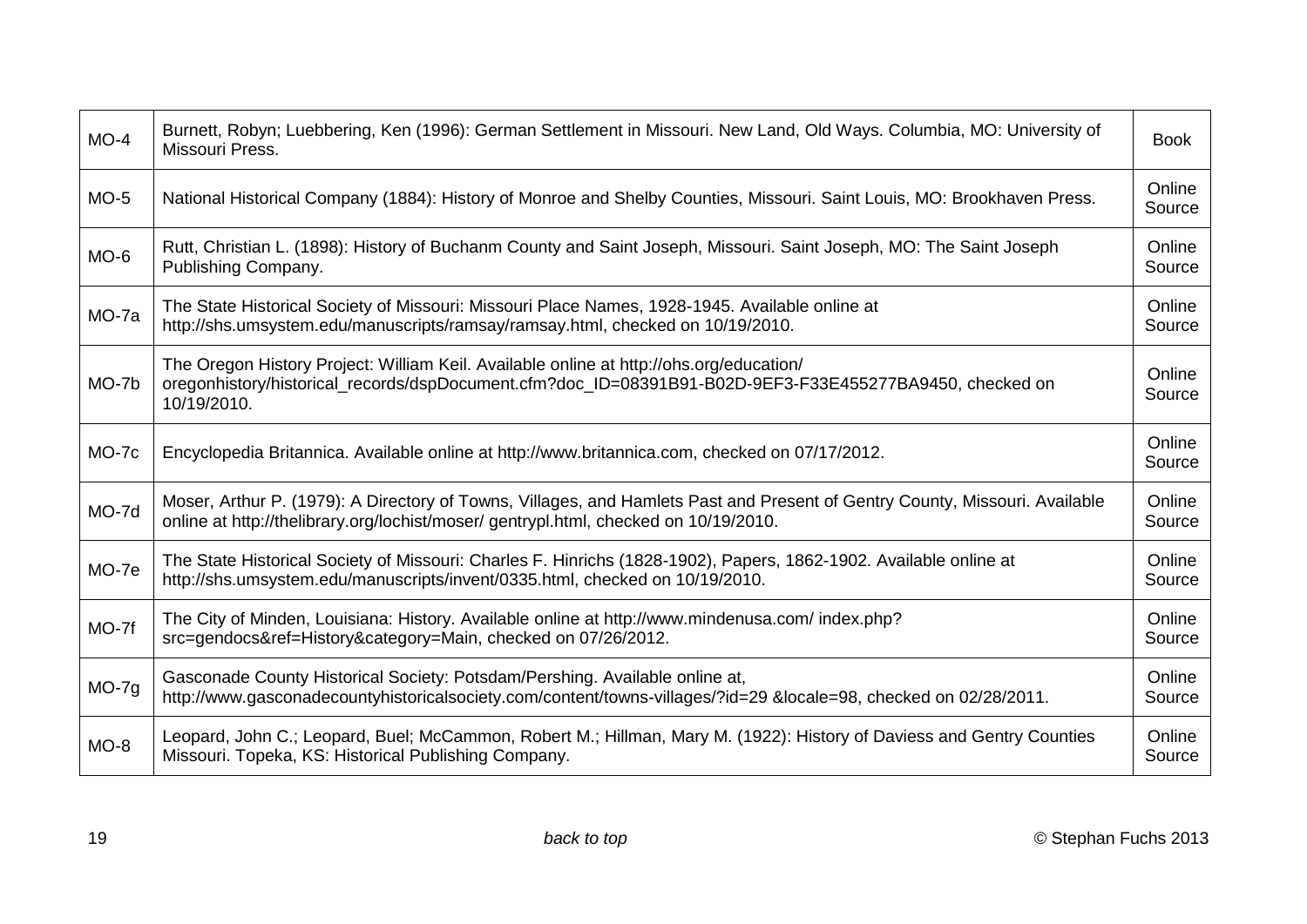| | | |
|---|---|---|
| MO-4 | Burnett, Robyn; Luebbering, Ken (1996): German Settlement in Missouri. New Land, Old Ways. Columbia, MO: University of Missouri Press. | Book |
| MO-5 | National Historical Company (1884): History of Monroe and Shelby Counties, Missouri. Saint Louis, MO: Brookhaven Press. | Online Source |
| MO-6 | Rutt, Christian L. (1898): History of Buchanm County and Saint Joseph, Missouri. Saint Joseph, MO: The Saint Joseph Publishing Company. | Online Source |
| MO-7a | The State Historical Society of Missouri: Missouri Place Names, 1928-1945. Available online at http://shs.umsystem.edu/manuscripts/ramsay/ramsay.html, checked on 10/19/2010. | Online Source |
| MO-7b | The Oregon History Project: William Keil. Available online at http://ohs.org/education/ oregonhistory/historical_records/dspDocument.cfm?doc_ID=08391B91-B02D-9EF3-F33E455277BA9450, checked on 10/19/2010. | Online Source |
| MO-7c | Encyclopedia Britannica. Available online at http://www.britannica.com, checked on 07/17/2012. | Online Source |
| MO-7d | Moser, Arthur P. (1979): A Directory of Towns, Villages, and Hamlets Past and Present of Gentry County, Missouri. Available online at http://thelibrary.org/lochist/moser/ gentrypl.html, checked on 10/19/2010. | Online Source |
| MO-7e | The State Historical Society of Missouri: Charles F. Hinrichs (1828-1902), Papers, 1862-1902. Available online at http://shs.umsystem.edu/manuscripts/invent/0335.html, checked on 10/19/2010. | Online Source |
| MO-7f | The City of Minden, Louisiana: History. Available online at http://www.mindenusa.com/ index.php? src=gendocs&ref=History&category=Main, checked on 07/26/2012. | Online Source |
| MO-7g | Gasconade County Historical Society: Potsdam/Pershing. Available online at, http://www.gasconadecountyhistoricalsociety.com/content/towns-villages/?id=29 &locale=98, checked on 02/28/2011. | Online Source |
| MO-8 | Leopard, John C.; Leopard, Buel; McCammon, Robert M.; Hillman, Mary M. (1922): History of Daviess and Gentry Counties Missouri. Topeka, KS: Historical Publishing Company. | Online Source |

*back to top*

© Stephan Fuchs 2013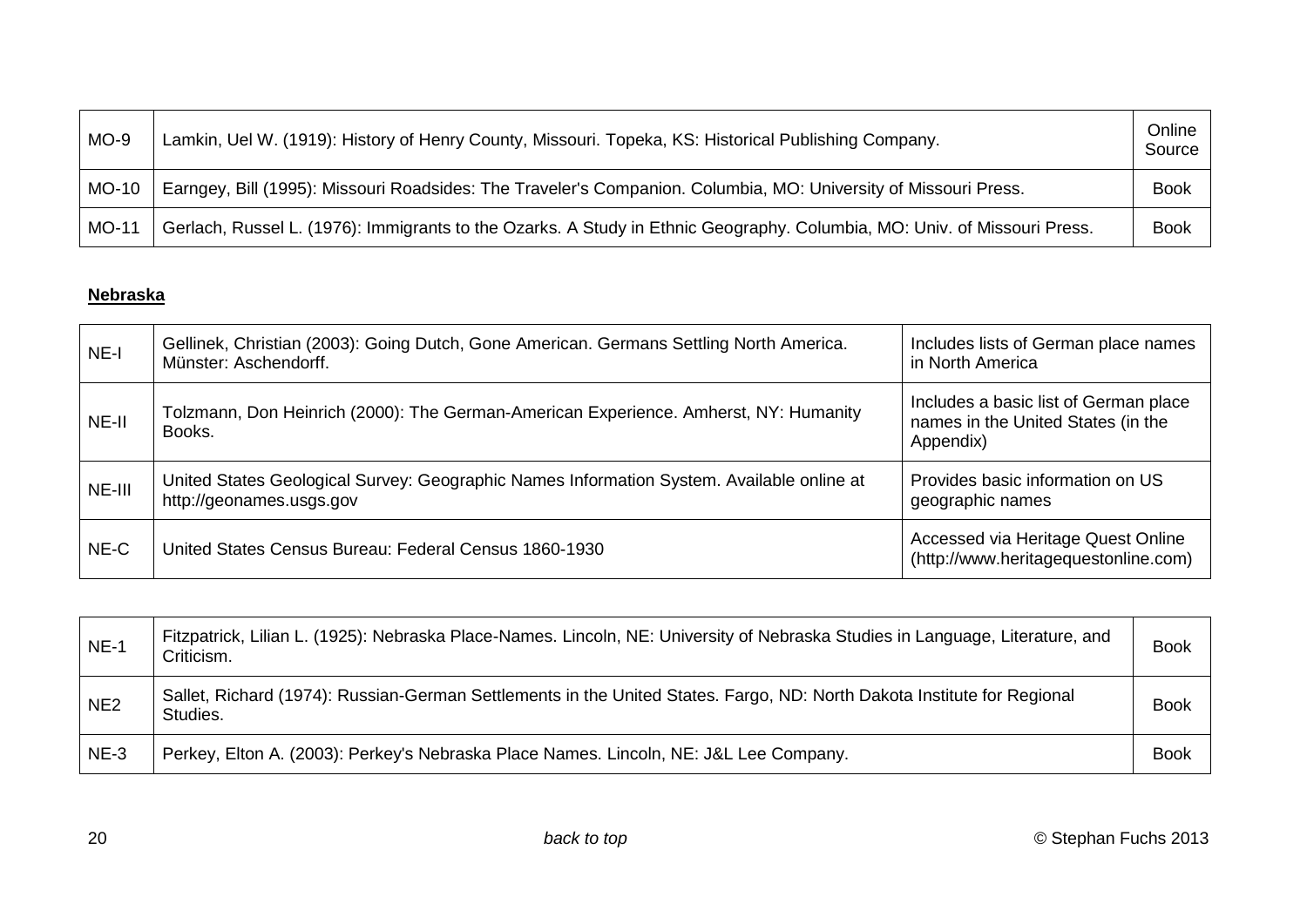| MO-9 | Lamkin, Uel W. (1919): History of Henry County, Missouri. Topeka, KS: Historical Publishing Company. | Online Source |
|---|---|---|
| MO-10 | Earngey, Bill (1995): Missouri Roadsides: The Traveler's Companion. Columbia, MO: University of Missouri Press. | Book |
| MO-11 | Gerlach, Russel L. (1976): Immigrants to the Ozarks. A Study in Ethnic Geography. Columbia, MO: Univ. of Missouri Press. | Book |

**Nebraska**

| NE-I | Gellinek, Christian (2003): Going Dutch, Gone American. Germans Settling North America. Münster: Aschendorff. | Includes lists of German place names in North America |
|---|---|---|
| NE-II | Tolzmann, Don Heinrich (2000): The German-American Experience. Amherst, NY: Humanity Books. | Includes a basic list of German place names in the United States (in the Appendix) |
| NE-III | United States Geological Survey: Geographic Names Information System. Available online at http://geonames.usgs.gov | Provides basic information on US geographic names |
| NE-C | United States Census Bureau: Federal Census 1860-1930 | Accessed via Heritage Quest Online (http://www.heritagequestonline.com) |

| NE-1 | Fitzpatrick, Lilian L. (1925): Nebraska Place-Names. Lincoln, NE: University of Nebraska Studies in Language, Literature, and Criticism. | Book |
|---|---|---|
| NE2 | Sallet, Richard (1974): Russian-German Settlements in the United States. Fargo, ND: North Dakota Institute for Regional Studies. | Book |
| NE-3 | Perkey, Elton A. (2003): Perkey's Nebraska Place Names. Lincoln, NE: J&L Lee Company. | Book |

*back to top*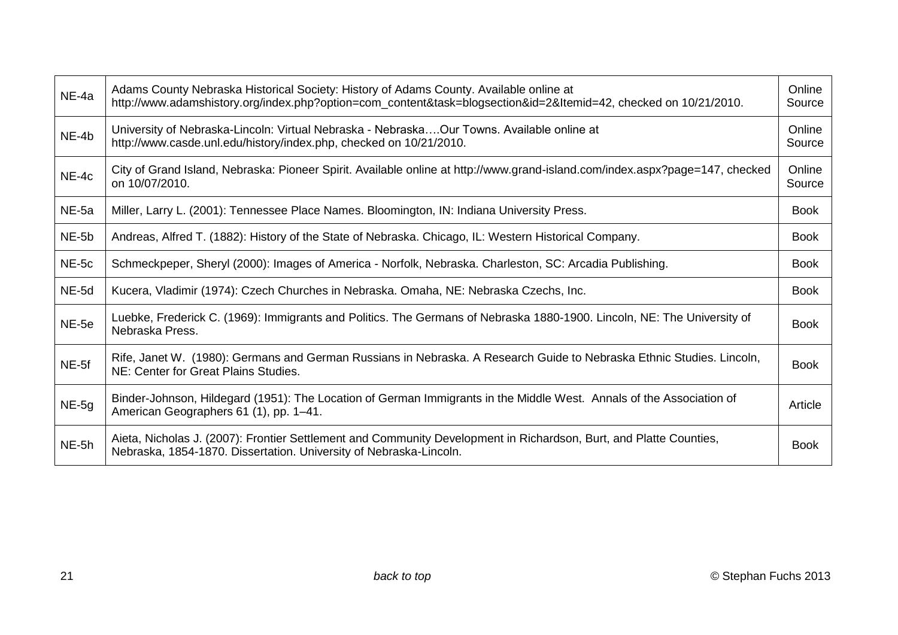| NE-4a | Adams County Nebraska Historical Society: History of Adams County. Available online at http://www.adamshistory.org/index.php?option=com_content&task=blogsection&id=2&Itemid=42, checked on 10/21/2010. | Online Source |
|---|---|---|
| NE-4b | University of Nebraska-Lincoln: Virtual Nebraska - Nebraska….Our Towns. Available online at http://www.casde.unl.edu/history/index.php, checked on 10/21/2010. | Online Source |
| NE-4c | City of Grand Island, Nebraska: Pioneer Spirit. Available online at http://www.grand-island.com/index.aspx?page=147, checked on 10/07/2010. | Online Source |
| NE-5a | Miller, Larry L. (2001): Tennessee Place Names. Bloomington, IN: Indiana University Press. | Book |
| NE-5b | Andreas, Alfred T. (1882): History of the State of Nebraska. Chicago, IL: Western Historical Company. | Book |
| NE-5c | Schmeckpeper, Sheryl (2000): Images of America - Norfolk, Nebraska. Charleston, SC: Arcadia Publishing. | Book |
| NE-5d | Kucera, Vladimir (1974): Czech Churches in Nebraska. Omaha, NE: Nebraska Czechs, Inc. | Book |
| NE-5e | Luebke, Frederick C. (1969): Immigrants and Politics. The Germans of Nebraska 1880-1900. Lincoln, NE: The University of Nebraska Press. | Book |
| NE-5f | Rife, Janet W. (1980): Germans and German Russians in Nebraska. A Research Guide to Nebraska Ethnic Studies. Lincoln, NE: Center for Great Plains Studies. | Book |
| NE-5g | Binder-Johnson, Hildegard (1951): The Location of German Immigrants in the Middle West. Annals of the Association of American Geographers 61 (1), pp. 1–41. | Article |
| NE-5h | Aieta, Nicholas J. (2007): Frontier Settlement and Community Development in Richardson, Burt, and Platte Counties, Nebraska, 1854-1870. Dissertation. University of Nebraska-Lincoln. | Book |

*back to top*

© Stephan Fuchs 2013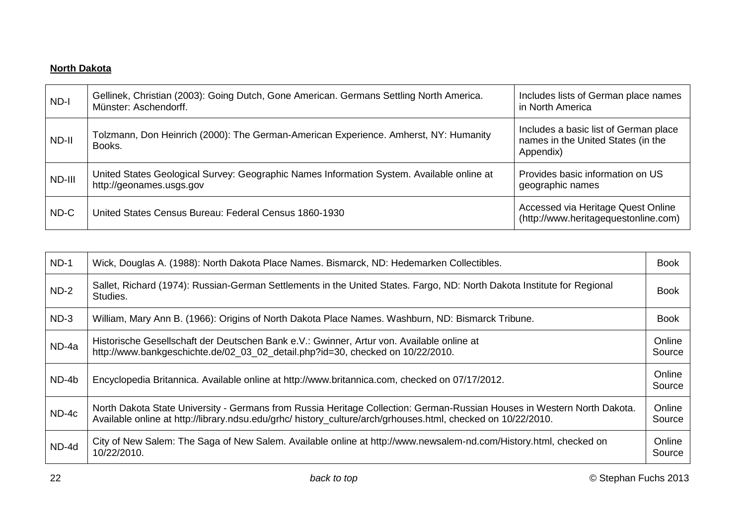**North Dakota**

| | | |
|---|---|---|
| ND-I | Gellinek, Christian (2003): Going Dutch, Gone American. Germans Settling North America. Münster: Aschendorff. | Includes lists of German place names in North America |
| ND-II | Tolzmann, Don Heinrich (2000): The German-American Experience. Amherst, NY: Humanity Books. | Includes a basic list of German place names in the United States (in the Appendix) |
| ND-III | United States Geological Survey: Geographic Names Information System. Available online at http://geonames.usgs.gov | Provides basic information on US geographic names |
| ND-C | United States Census Bureau: Federal Census 1860-1930 | Accessed via Heritage Quest Online (http://www.heritagequestonline.com) |

| | | |
|---|---|---|
| ND-1 | Wick, Douglas A. (1988): North Dakota Place Names. Bismarck, ND: Hedemarken Collectibles. | Book |
| ND-2 | Sallet, Richard (1974): Russian-German Settlements in the United States. Fargo, ND: North Dakota Institute for Regional Studies. | Book |
| ND-3 | William, Mary Ann B. (1966): Origins of North Dakota Place Names. Washburn, ND: Bismarck Tribune. | Book |
| ND-4a | Historische Gesellschaft der Deutschen Bank e.V.: Gwinner, Artur von. Available online at http://www.bankgeschichte.de/02_03_02_detail.php?id=30, checked on 10/22/2010. | Online Source |
| ND-4b | Encyclopedia Britannica. Available online at http://www.britannica.com, checked on 07/17/2012. | Online Source |
| ND-4c | North Dakota State University - Germans from Russia Heritage Collection: German-Russian Houses in Western North Dakota. Available online at http://library.ndsu.edu/grhc/ history_culture/arch/grhouses.html, checked on 10/22/2010. | Online Source |
| ND-4d | City of New Salem: The Saga of New Salem. Available online at http://www.newsalem-nd.com/History.html, checked on 10/22/2010. | Online Source |

*back to top*

© Stephan Fuchs 2013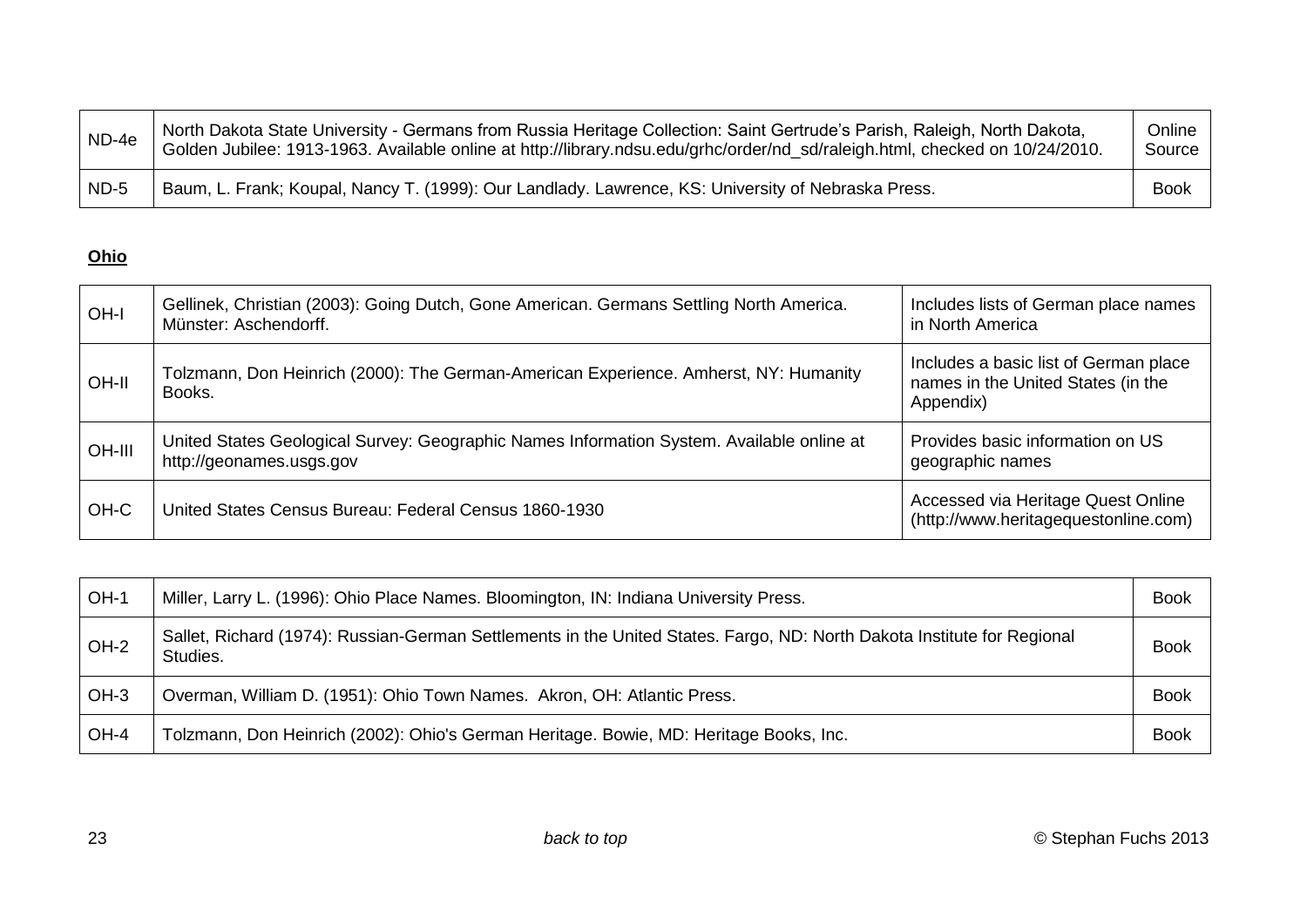| | | |
|---|---|---|
| ND-4e | North Dakota State University - Germans from Russia Heritage Collection: Saint Gertrude's Parish, Raleigh, North Dakota, Golden Jubilee: 1913-1963. Available online at http://library.ndsu.edu/grhc/order/nd_sd/raleigh.html, checked on 10/24/2010. | Online Source |
| ND-5 | Baum, L. Frank; Koupal, Nancy T. (1999): Our Landlady. Lawrence, KS: University of Nebraska Press. | Book |

**Ohio**

| | | |
|---|---|---|
| OH-I | Gellinek, Christian (2003): Going Dutch, Gone American. Germans Settling North America. Münster: Aschendorff. | Includes lists of German place names in North America |
| OH-II | Tolzmann, Don Heinrich (2000): The German-American Experience. Amherst, NY: Humanity Books. | Includes a basic list of German place names in the United States (in the Appendix) |
| OH-III | United States Geological Survey: Geographic Names Information System. Available online at http://geonames.usgs.gov | Provides basic information on US geographic names |
| OH-C | United States Census Bureau: Federal Census 1860-1930 | Accessed via Heritage Quest Online (http://www.heritagequestonline.com) |

| | | |
|---|---|---|
| OH-1 | Miller, Larry L. (1996): Ohio Place Names. Bloomington, IN: Indiana University Press. | Book |
| OH-2 | Sallet, Richard (1974): Russian-German Settlements in the United States. Fargo, ND: North Dakota Institute for Regional Studies. | Book |
| OH-3 | Overman, William D. (1951): Ohio Town Names. Akron, OH: Atlantic Press. | Book |
| OH-4 | Tolzmann, Don Heinrich (2002): Ohio's German Heritage. Bowie, MD: Heritage Books, Inc. | Book |

*back to top*

© Stephan Fuchs 2013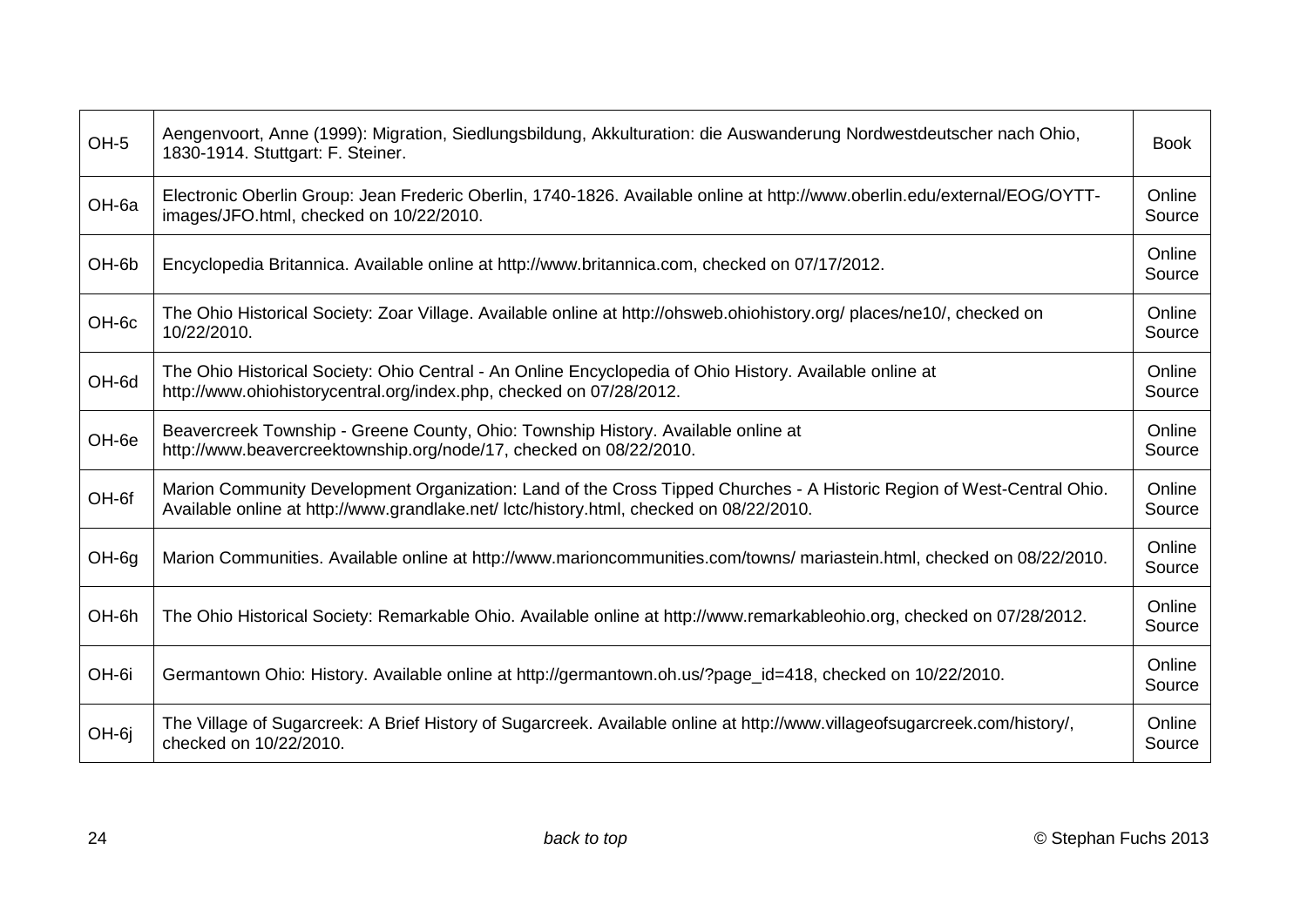| | | |
|---|---|---|
| OH-5 | Aengenvoort, Anne (1999): Migration, Siedlungsbildung, Akkulturation: die Auswanderung Nordwestdeutscher nach Ohio, 1830-1914. Stuttgart: F. Steiner. | Book |
| OH-6a | Electronic Oberlin Group: Jean Frederic Oberlin, 1740-1826. Available online at http://www.oberlin.edu/external/EOG/OYTT-images/JFO.html, checked on 10/22/2010. | Online Source |
| OH-6b | Encyclopedia Britannica. Available online at http://www.britannica.com, checked on 07/17/2012. | Online Source |
| OH-6c | The Ohio Historical Society: Zoar Village. Available online at http://ohsweb.ohiohistory.org/ places/ne10/, checked on 10/22/2010. | Online Source |
| OH-6d | The Ohio Historical Society: Ohio Central - An Online Encyclopedia of Ohio History. Available online at http://www.ohiohistorycentral.org/index.php, checked on 07/28/2012. | Online Source |
| OH-6e | Beavercreek Township - Greene County, Ohio: Township History. Available online at http://www.beavercreektownship.org/node/17, checked on 08/22/2010. | Online Source |
| OH-6f | Marion Community Development Organization: Land of the Cross Tipped Churches - A Historic Region of West-Central Ohio. Available online at http://www.grandlake.net/ lctc/history.html, checked on 08/22/2010. | Online Source |
| OH-6g | Marion Communities. Available online at http://www.marioncommunities.com/towns/ mariastein.html, checked on 08/22/2010. | Online Source |
| OH-6h | The Ohio Historical Society: Remarkable Ohio. Available online at http://www.remarkableohio.org, checked on 07/28/2012. | Online Source |
| OH-6i | Germantown Ohio: History. Available online at http://germantown.oh.us/?page_id=418, checked on 10/22/2010. | Online Source |
| OH-6j | The Village of Sugarcreek: A Brief History of Sugarcreek. Available online at http://www.villageofsugarcreek.com/history/, checked on 10/22/2010. | Online Source |

*back to top*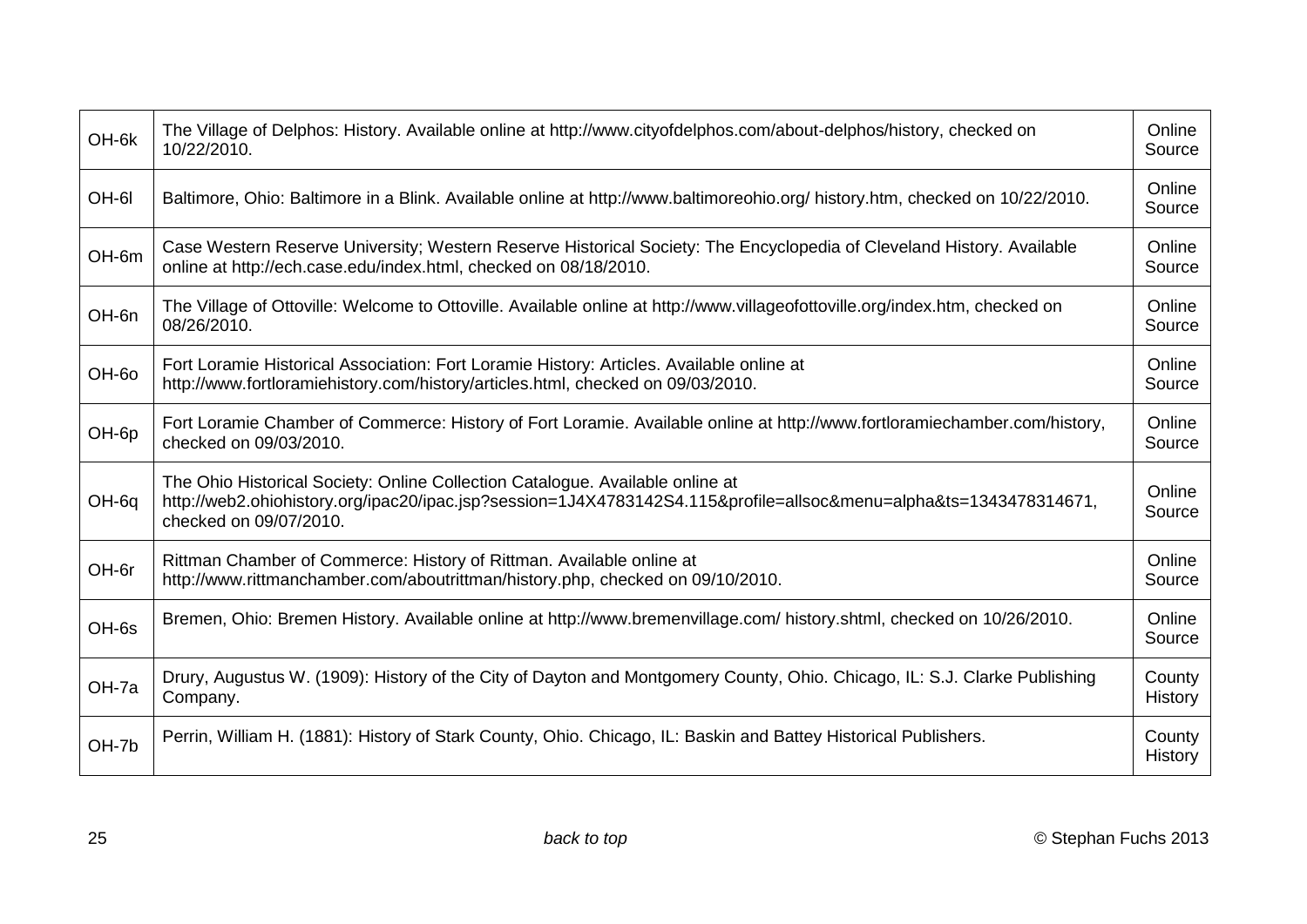| | | |
|---|---|---|
| OH-6k | The Village of Delphos: History. Available online at http://www.cityofdelphos.com/about-delphos/history, checked on 10/22/2010. | Online Source |
| OH-6l | Baltimore, Ohio: Baltimore in a Blink. Available online at http://www.baltimoreohio.org/ history.htm, checked on 10/22/2010. | Online Source |
| OH-6m | Case Western Reserve University; Western Reserve Historical Society: The Encyclopedia of Cleveland History. Available online at http://ech.case.edu/index.html, checked on 08/18/2010. | Online Source |
| OH-6n | The Village of Ottoville: Welcome to Ottoville. Available online at http://www.villageofottoville.org/index.htm, checked on 08/26/2010. | Online Source |
| OH-6o | Fort Loramie Historical Association: Fort Loramie History: Articles. Available online at http://www.fortloramiehistory.com/history/articles.html, checked on 09/03/2010. | Online Source |
| OH-6p | Fort Loramie Chamber of Commerce: History of Fort Loramie. Available online at http://www.fortloramiechamber.com/history, checked on 09/03/2010. | Online Source |
| OH-6q | The Ohio Historical Society: Online Collection Catalogue. Available online at http://web2.ohiohistory.org/ipac20/ipac.jsp?session=1J4X4783142S4.115&profile=allsoc&menu=alpha&ts=1343478314671, checked on 09/07/2010. | Online Source |
| OH-6r | Rittman Chamber of Commerce: History of Rittman. Available online at http://www.rittmanchamber.com/aboutrittman/history.php, checked on 09/10/2010. | Online Source |
| OH-6s | Bremen, Ohio: Bremen History. Available online at http://www.bremenvillage.com/ history.shtml, checked on 10/26/2010. | Online Source |
| OH-7a | Drury, Augustus W. (1909): History of the City of Dayton and Montgomery County, Ohio. Chicago, IL: S.J. Clarke Publishing Company. | County History |
| OH-7b | Perrin, William H. (1881): History of Stark County, Ohio. Chicago, IL: Baskin and Battey Historical Publishers. | County History |

*back to top*

© Stephan Fuchs 2013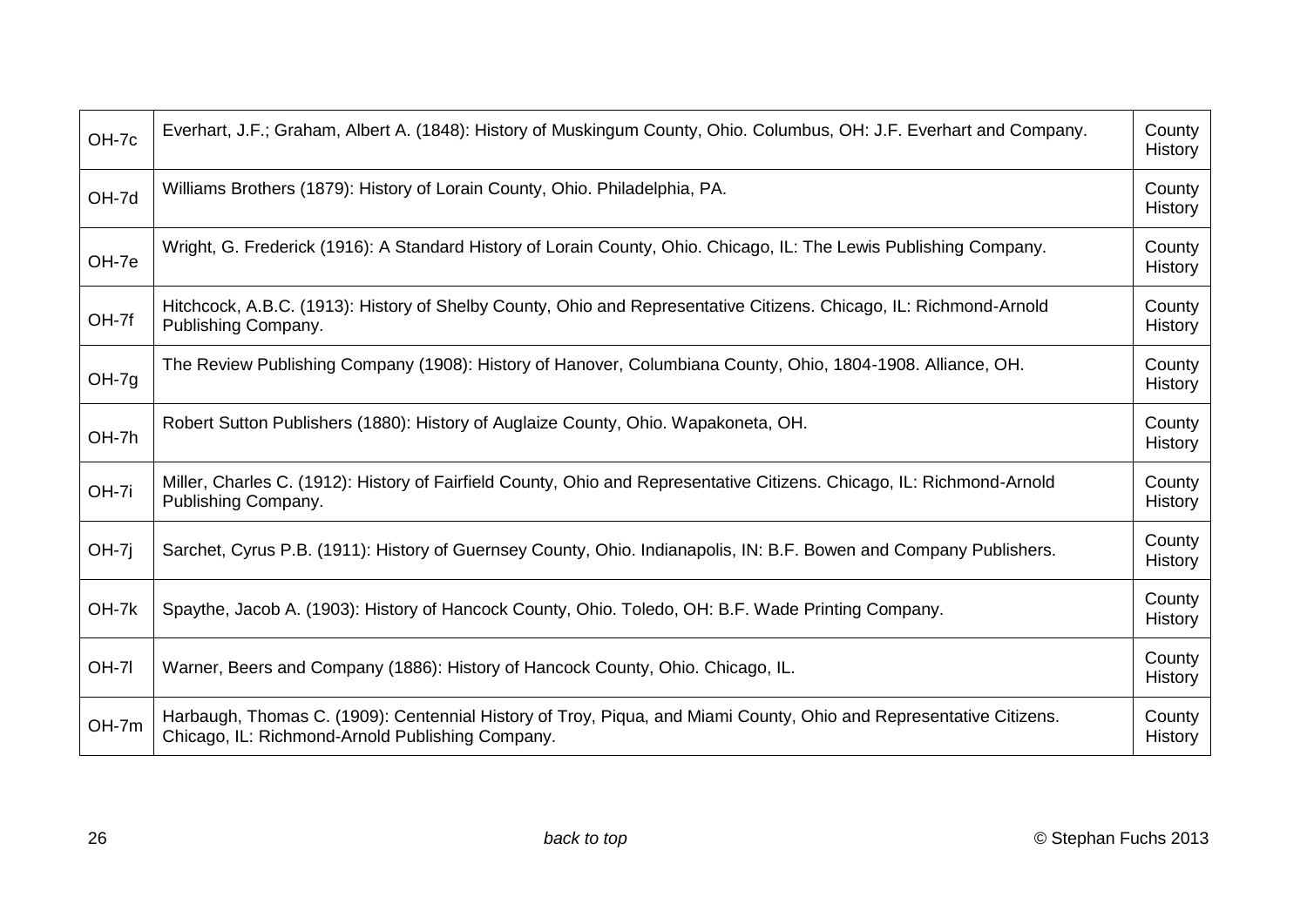| | | |
|---|---|---|
| OH-7c | Everhart, J.F.; Graham, Albert A. (1848): History of Muskingum County, Ohio. Columbus, OH: J.F. Everhart and Company. | County History |
| OH-7d | Williams Brothers (1879): History of Lorain County, Ohio. Philadelphia, PA. | County History |
| OH-7e | Wright, G. Frederick (1916): A Standard History of Lorain County, Ohio. Chicago, IL: The Lewis Publishing Company. | County History |
| OH-7f | Hitchcock, A.B.C. (1913): History of Shelby County, Ohio and Representative Citizens. Chicago, IL: Richmond-Arnold Publishing Company. | County History |
| OH-7g | The Review Publishing Company (1908): History of Hanover, Columbiana County, Ohio, 1804-1908. Alliance, OH. | County History |
| OH-7h | Robert Sutton Publishers (1880): History of Auglaize County, Ohio. Wapakoneta, OH. | County History |
| OH-7i | Miller, Charles C. (1912): History of Fairfield County, Ohio and Representative Citizens. Chicago, IL: Richmond-Arnold Publishing Company. | County History |
| OH-7j | Sarchet, Cyrus P.B. (1911): History of Guernsey County, Ohio. Indianapolis, IN: B.F. Bowen and Company Publishers. | County History |
| OH-7k | Spaythe, Jacob A. (1903): History of Hancock County, Ohio. Toledo, OH: B.F. Wade Printing Company. | County History |
| OH-7l | Warner, Beers and Company (1886): History of Hancock County, Ohio. Chicago, IL. | County History |
| OH-7m | Harbaugh, Thomas C. (1909): Centennial History of Troy, Piqua, and Miami County, Ohio and Representative Citizens. Chicago, IL: Richmond-Arnold Publishing Company. | County History |

*back to top*

© Stephan Fuchs 2013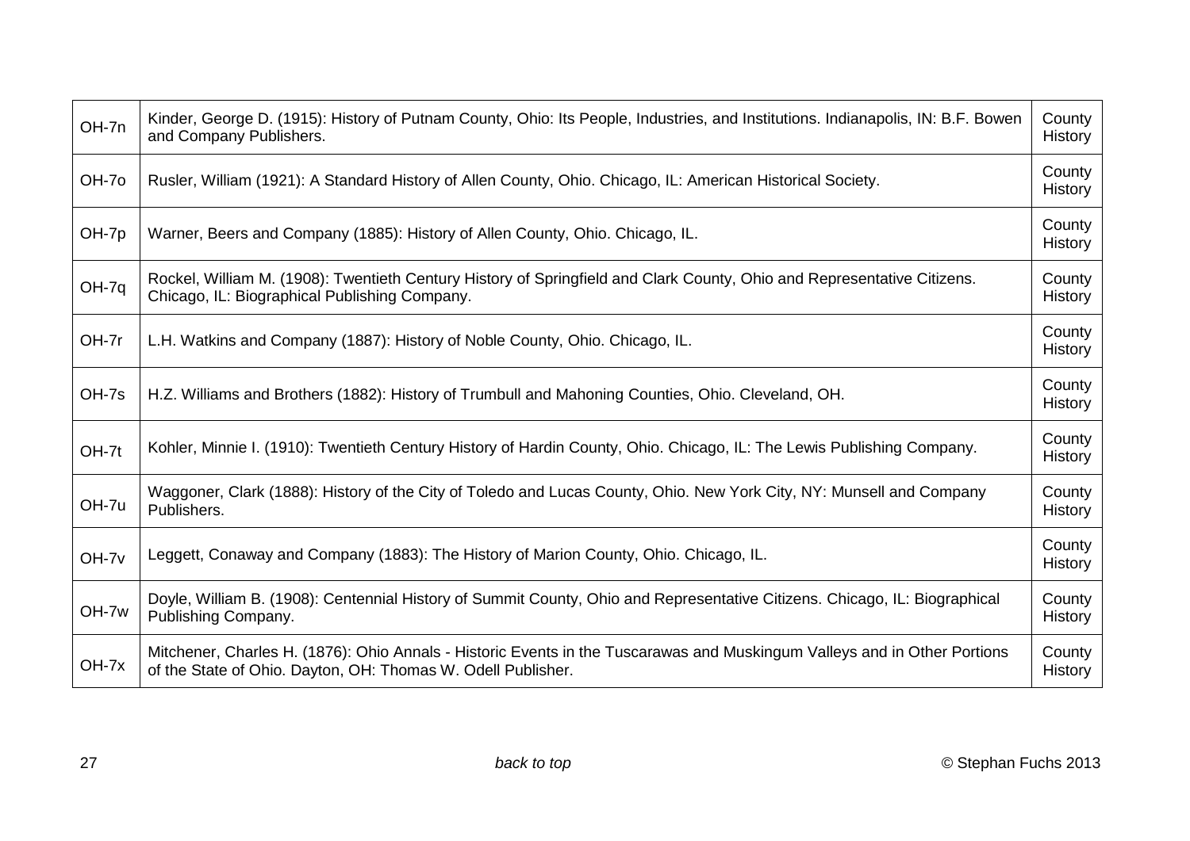| | | |
|---|---|---|
| OH-7n | Kinder, George D. (1915): History of Putnam County, Ohio: Its People, Industries, and Institutions. Indianapolis, IN: B.F. Bowen and Company Publishers. | County History |
| OH-7o | Rusler, William (1921): A Standard History of Allen County, Ohio. Chicago, IL: American Historical Society. | County History |
| OH-7p | Warner, Beers and Company (1885): History of Allen County, Ohio. Chicago, IL. | County History |
| OH-7q | Rockel, William M. (1908): Twentieth Century History of Springfield and Clark County, Ohio and Representative Citizens. Chicago, IL: Biographical Publishing Company. | County History |
| OH-7r | L.H. Watkins and Company (1887): History of Noble County, Ohio. Chicago, IL. | County History |
| OH-7s | H.Z. Williams and Brothers (1882): History of Trumbull and Mahoning Counties, Ohio. Cleveland, OH. | County History |
| OH-7t | Kohler, Minnie I. (1910): Twentieth Century History of Hardin County, Ohio. Chicago, IL: The Lewis Publishing Company. | County History |
| OH-7u | Waggoner, Clark (1888): History of the City of Toledo and Lucas County, Ohio. New York City, NY: Munsell and Company Publishers. | County History |
| OH-7v | Leggett, Conaway and Company (1883): The History of Marion County, Ohio. Chicago, IL. | County History |
| OH-7w | Doyle, William B. (1908): Centennial History of Summit County, Ohio and Representative Citizens. Chicago, IL: Biographical Publishing Company. | County History |
| OH-7x | Mitchener, Charles H. (1876): Ohio Annals - Historic Events in the Tuscarawas and Muskingum Valleys and in Other Portions of the State of Ohio. Dayton, OH: Thomas W. Odell Publisher. | County History |

*back to top*

© Stephan Fuchs 2013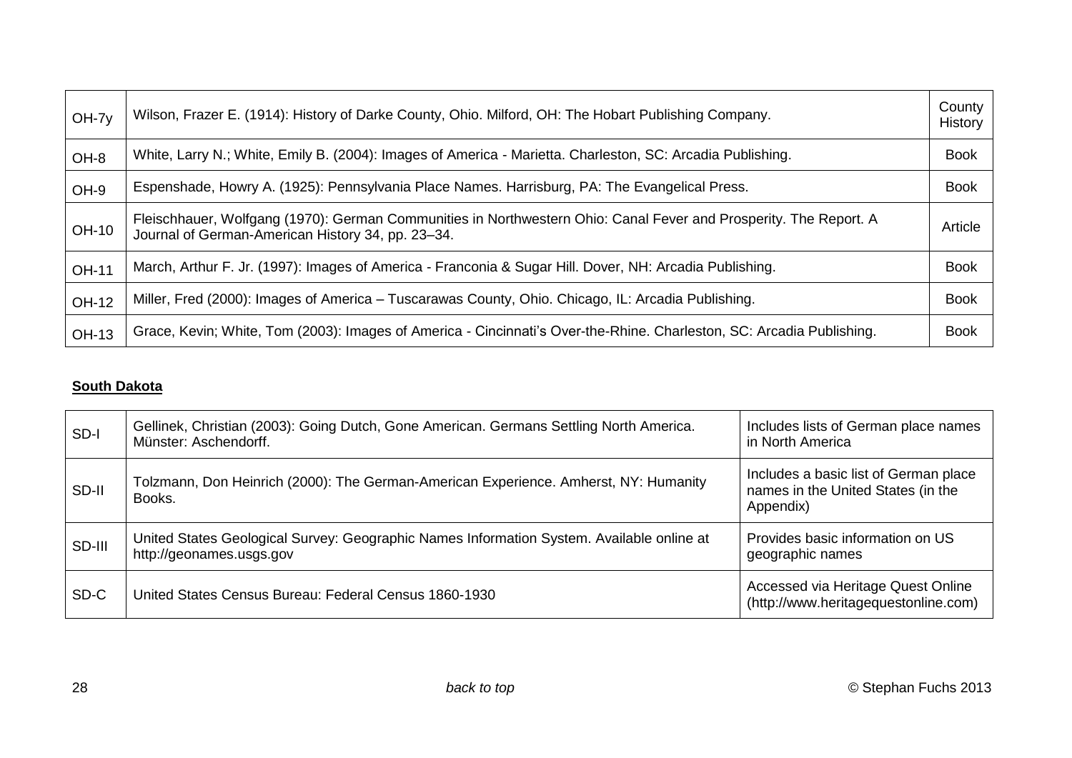| | | |
|---|---|---|
| OH-7y | Wilson, Frazer E. (1914): History of Darke County, Ohio. Milford, OH: The Hobart Publishing Company. | County History |
| OH-8 | White, Larry N.; White, Emily B. (2004): Images of America - Marietta. Charleston, SC: Arcadia Publishing. | Book |
| OH-9 | Espenshade, Howry A. (1925): Pennsylvania Place Names. Harrisburg, PA: The Evangelical Press. | Book |
| OH-10 | Fleischhauer, Wolfgang (1970): German Communities in Northwestern Ohio: Canal Fever and Prosperity. The Report. A Journal of German-American History 34, pp. 23–34. | Article |
| OH-11 | March, Arthur F. Jr. (1997): Images of America - Franconia & Sugar Hill. Dover, NH: Arcadia Publishing. | Book |
| OH-12 | Miller, Fred (2000): Images of America – Tuscarawas County, Ohio. Chicago, IL: Arcadia Publishing. | Book |
| OH-13 | Grace, Kevin; White, Tom (2003): Images of America - Cincinnati's Over-the-Rhine. Charleston, SC: Arcadia Publishing. | Book |

**South Dakota**

| | | |
|---|---|---|
| SD-I | Gellinek, Christian (2003): Going Dutch, Gone American. Germans Settling North America. Münster: Aschendorff. | Includes lists of German place names in North America |
| SD-II | Tolzmann, Don Heinrich (2000): The German-American Experience. Amherst, NY: Humanity Books. | Includes a basic list of German place names in the United States (in the Appendix) |
| SD-III | United States Geological Survey: Geographic Names Information System. Available online at http://geonames.usgs.gov | Provides basic information on US geographic names |
| SD-C | United States Census Bureau: Federal Census 1860-1930 | Accessed via Heritage Quest Online (http://www.heritagequestonline.com) |

*back to top*

© Stephan Fuchs 2013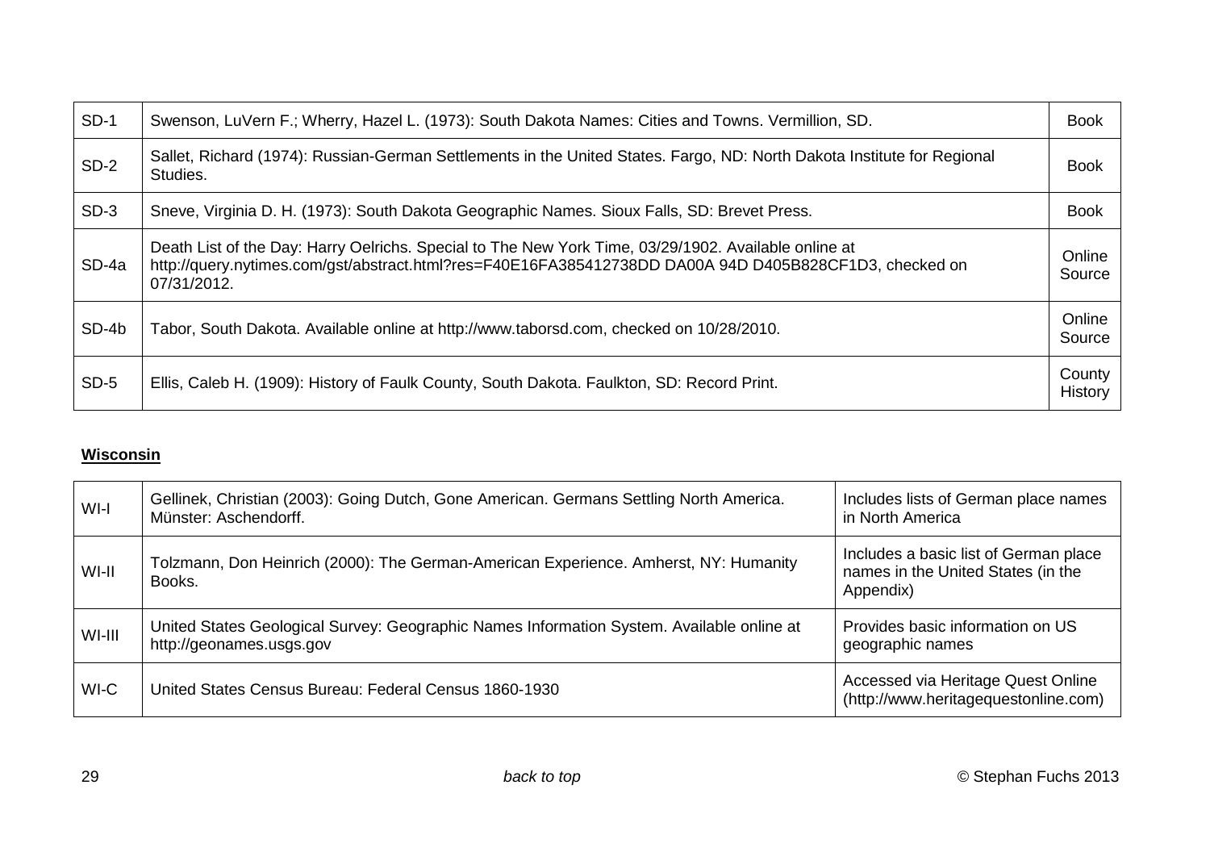| SD-1 | Swenson, LuVern F.; Wherry, Hazel L. (1973): South Dakota Names: Cities and Towns. Vermillion, SD. | Book |
|---|---|---|
| SD-2 | Sallet, Richard (1974): Russian-German Settlements in the United States. Fargo, ND: North Dakota Institute for Regional Studies. | Book |
| SD-3 | Sneve, Virginia D. H. (1973): South Dakota Geographic Names. Sioux Falls, SD: Brevet Press. | Book |
| SD-4a | Death List of the Day: Harry Oelrichs. Special to The New York Time, 03/29/1902. Available online at http://query.nytimes.com/gst/abstract.html?res=F40E16FA385412738DD DA00A 94D D405B828CF1D3, checked on 07/31/2012. | Online Source |
| SD-4b | Tabor, South Dakota. Available online at http://www.taborsd.com, checked on 10/28/2010. | Online Source |
| SD-5 | Ellis, Caleb H. (1909): History of Faulk County, South Dakota. Faulkton, SD: Record Print. | County History |

**Wisconsin**

| WI-I | Gellinek, Christian (2003): Going Dutch, Gone American. Germans Settling North America. Münster: Aschendorff. | Includes lists of German place names in North America |
|---|---|---|
| WI-II | Tolzmann, Don Heinrich (2000): The German-American Experience. Amherst, NY: Humanity Books. | Includes a basic list of German place names in the United States (in the Appendix) |
| WI-III | United States Geological Survey: Geographic Names Information System. Available online at http://geonames.usgs.gov | Provides basic information on US geographic names |
| WI-C | United States Census Bureau: Federal Census 1860-1930 | Accessed via Heritage Quest Online (http://www.heritagequestonline.com) |

*back to top*

© Stephan Fuchs 2013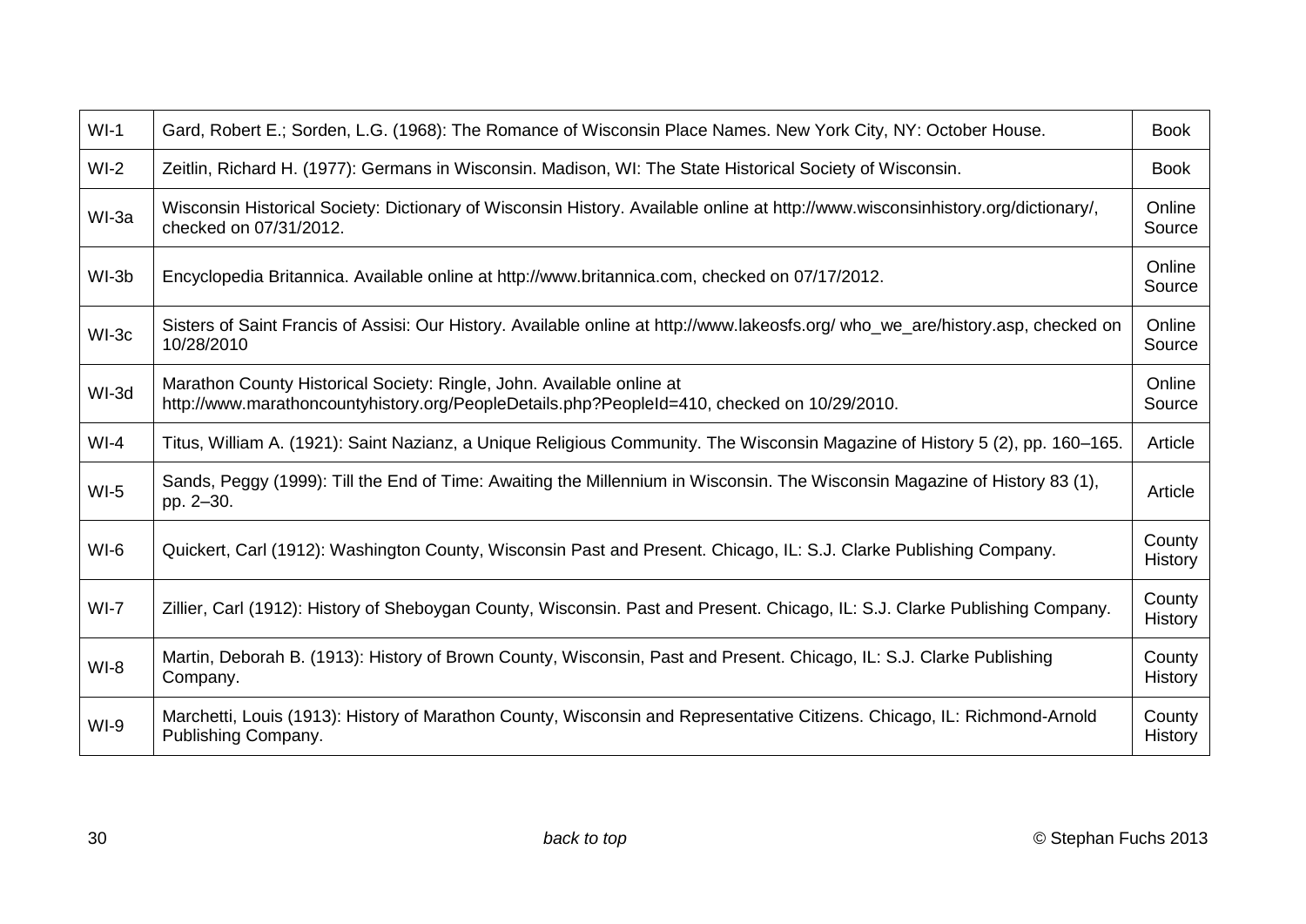| | | |
|---|---|---|
| WI-1 | Gard, Robert E.; Sorden, L.G. (1968): The Romance of Wisconsin Place Names. New York City, NY: October House. | Book |
| WI-2 | Zeitlin, Richard H. (1977): Germans in Wisconsin. Madison, WI: The State Historical Society of Wisconsin. | Book |
| WI-3a | Wisconsin Historical Society: Dictionary of Wisconsin History. Available online at http://www.wisconsinhistory.org/dictionary/, checked on 07/31/2012. | Online Source |
| WI-3b | Encyclopedia Britannica. Available online at http://www.britannica.com, checked on 07/17/2012. | Online Source |
| WI-3c | Sisters of Saint Francis of Assisi: Our History. Available online at http://www.lakeosfs.org/ who_we_are/history.asp, checked on 10/28/2010 | Online Source |
| WI-3d | Marathon County Historical Society: Ringle, John. Available online at http://www.marathoncountyhistory.org/PeopleDetails.php?PeopleId=410, checked on 10/29/2010. | Online Source |
| WI-4 | Titus, William A. (1921): Saint Nazianz, a Unique Religious Community. The Wisconsin Magazine of History 5 (2), pp. 160–165. | Article |
| WI-5 | Sands, Peggy (1999): Till the End of Time: Awaiting the Millennium in Wisconsin. The Wisconsin Magazine of History 83 (1), pp. 2–30. | Article |
| WI-6 | Quickert, Carl (1912): Washington County, Wisconsin Past and Present. Chicago, IL: S.J. Clarke Publishing Company. | County History |
| WI-7 | Zillier, Carl (1912): History of Sheboygan County, Wisconsin. Past and Present. Chicago, IL: S.J. Clarke Publishing Company. | County History |
| WI-8 | Martin, Deborah B. (1913): History of Brown County, Wisconsin, Past and Present. Chicago, IL: S.J. Clarke Publishing Company. | County History |
| WI-9 | Marchetti, Louis (1913): History of Marathon County, Wisconsin and Representative Citizens. Chicago, IL: Richmond-Arnold Publishing Company. | County History |

*back to top*

© Stephan Fuchs 2013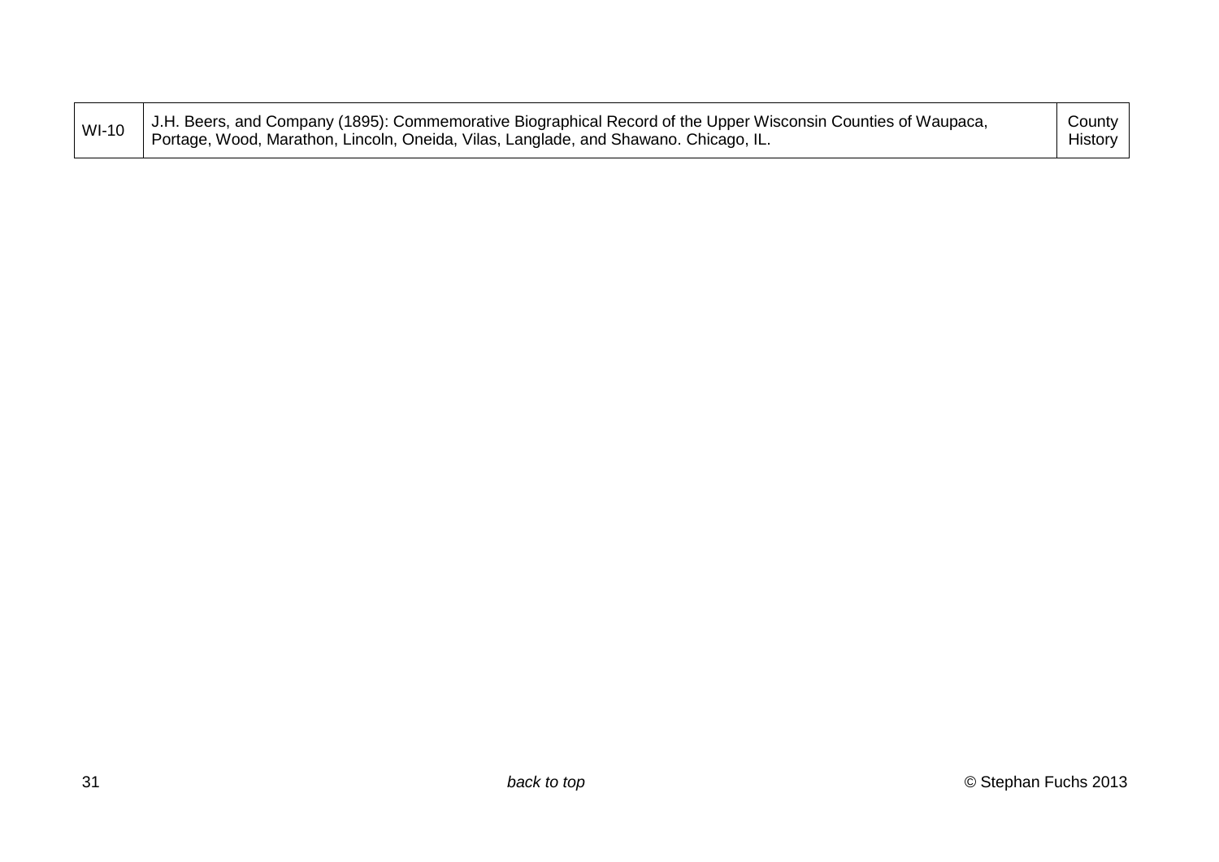| | | |
|---|---|---|
| WI-10 | J.H. Beers, and Company (1895): Commemorative Biographical Record of the Upper Wisconsin Counties of Waupaca, Portage, Wood, Marathon, Lincoln, Oneida, Vilas, Langlade, and Shawano. Chicago, IL. | County History |

*back to top*

© Stephan Fuchs 2013